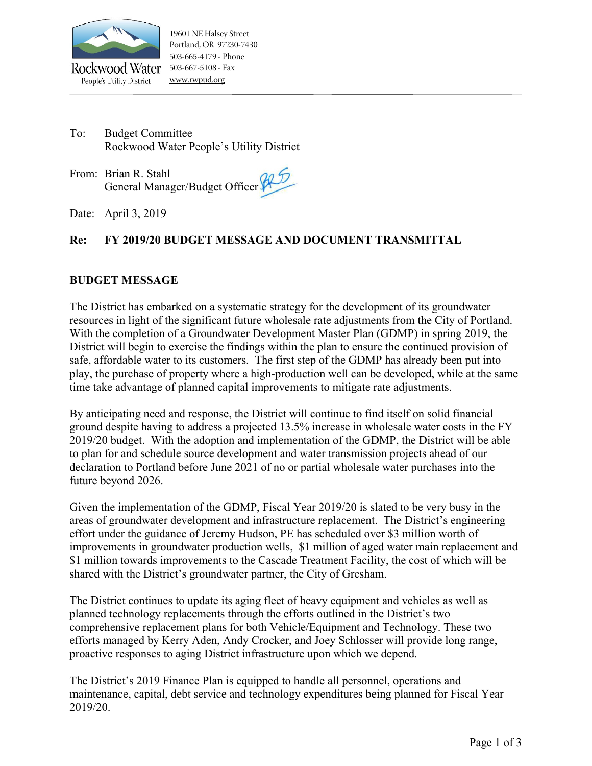Rockwood Water
People's Utility District

19601 NE Halsey Street
Portland, OR 97230-7430
503-665-4179 - Phone
503-667-5108 - Fax
www.rwpud.org

To: Budget Committee
Rockwood Water People's Utility District

From: Brian R. Stahl
General Manager/Budget Officer

Date: April 3, 2019

**Re: FY 2019/20 BUDGET MESSAGE AND DOCUMENT TRANSMITTAL**

## BUDGET MESSAGE

The District has embarked on a systematic strategy for the development of its groundwater resources in light of the significant future wholesale rate adjustments from the City of Portland. With the completion of a Groundwater Development Master Plan (GDMP) in spring 2019, the District will begin to exercise the findings within the plan to ensure the continued provision of safe, affordable water to its customers. The first step of the GDMP has already been put into play, the purchase of property where a high-production well can be developed, while at the same time take advantage of planned capital improvements to mitigate rate adjustments.

By anticipating need and response, the District will continue to find itself on solid financial ground despite having to address a projected 13.5% increase in wholesale water costs in the FY 2019/20 budget. With the adoption and implementation of the GDMP, the District will be able to plan for and schedule source development and water transmission projects ahead of our declaration to Portland before June 2021 of no or partial wholesale water purchases into the future beyond 2026.

Given the implementation of the GDMP, Fiscal Year 2019/20 is slated to be very busy in the areas of groundwater development and infrastructure replacement. The District's engineering effort under the guidance of Jeremy Hudson, PE has scheduled over $3 million worth of improvements in groundwater production wells, $1 million of aged water main replacement and $1 million towards improvements to the Cascade Treatment Facility, the cost of which will be shared with the District's groundwater partner, the City of Gresham.

The District continues to update its aging fleet of heavy equipment and vehicles as well as planned technology replacements through the efforts outlined in the District's two comprehensive replacement plans for both Vehicle/Equipment and Technology. These two efforts managed by Kerry Aden, Andy Crocker, and Joey Schlosser will provide long range, proactive responses to aging District infrastructure upon which we depend.

The District's 2019 Finance Plan is equipped to handle all personnel, operations and maintenance, capital, debt service and technology expenditures being planned for Fiscal Year 2019/20.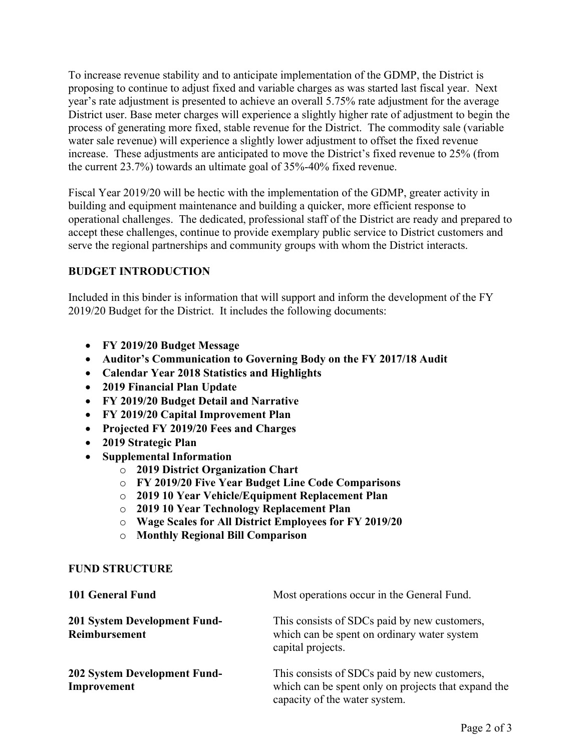To increase revenue stability and to anticipate implementation of the GDMP, the District is proposing to continue to adjust fixed and variable charges as was started last fiscal year. Next year's rate adjustment is presented to achieve an overall 5.75% rate adjustment for the average District user. Base meter charges will experience a slightly higher rate of adjustment to begin the process of generating more fixed, stable revenue for the District. The commodity sale (variable water sale revenue) will experience a slightly lower adjustment to offset the fixed revenue increase. These adjustments are anticipated to move the District's fixed revenue to 25% (from the current 23.7%) towards an ultimate goal of 35%-40% fixed revenue.

Fiscal Year 2019/20 will be hectic with the implementation of the GDMP, greater activity in building and equipment maintenance and building a quicker, more efficient response to operational challenges. The dedicated, professional staff of the District are ready and prepared to accept these challenges, continue to provide exemplary public service to District customers and serve the regional partnerships and community groups with whom the District interacts.

## BUDGET INTRODUCTION

Included in this binder is information that will support and inform the development of the FY 2019/20 Budget for the District. It includes the following documents:

- **FY 2019/20 Budget Message**
- **Auditor's Communication to Governing Body on the FY 2017/18 Audit**
- **Calendar Year 2018 Statistics and Highlights**
- **2019 Financial Plan Update**
- **FY 2019/20 Budget Detail and Narrative**
- **FY 2019/20 Capital Improvement Plan**
- **Projected FY 2019/20 Fees and Charges**
- **2019 Strategic Plan**
- **Supplemental Information**
  - **2019 District Organization Chart**
  - **FY 2019/20 Five Year Budget Line Code Comparisons**
  - **2019 10 Year Vehicle/Equipment Replacement Plan**
  - **2019 10 Year Technology Replacement Plan**
  - **Wage Scales for All District Employees for FY 2019/20**
  - **Monthly Regional Bill Comparison**

## FUND STRUCTURE

| | |
|---|---|
| **101 General Fund** | Most operations occur in the General Fund. |
| **201 System Development Fund-Reimbursement** | This consists of SDCs paid by new customers, which can be spent on ordinary water system capital projects. |
| **202 System Development Fund-Improvement** | This consists of SDCs paid by new customers, which can be spent only on projects that expand the capacity of the water system. |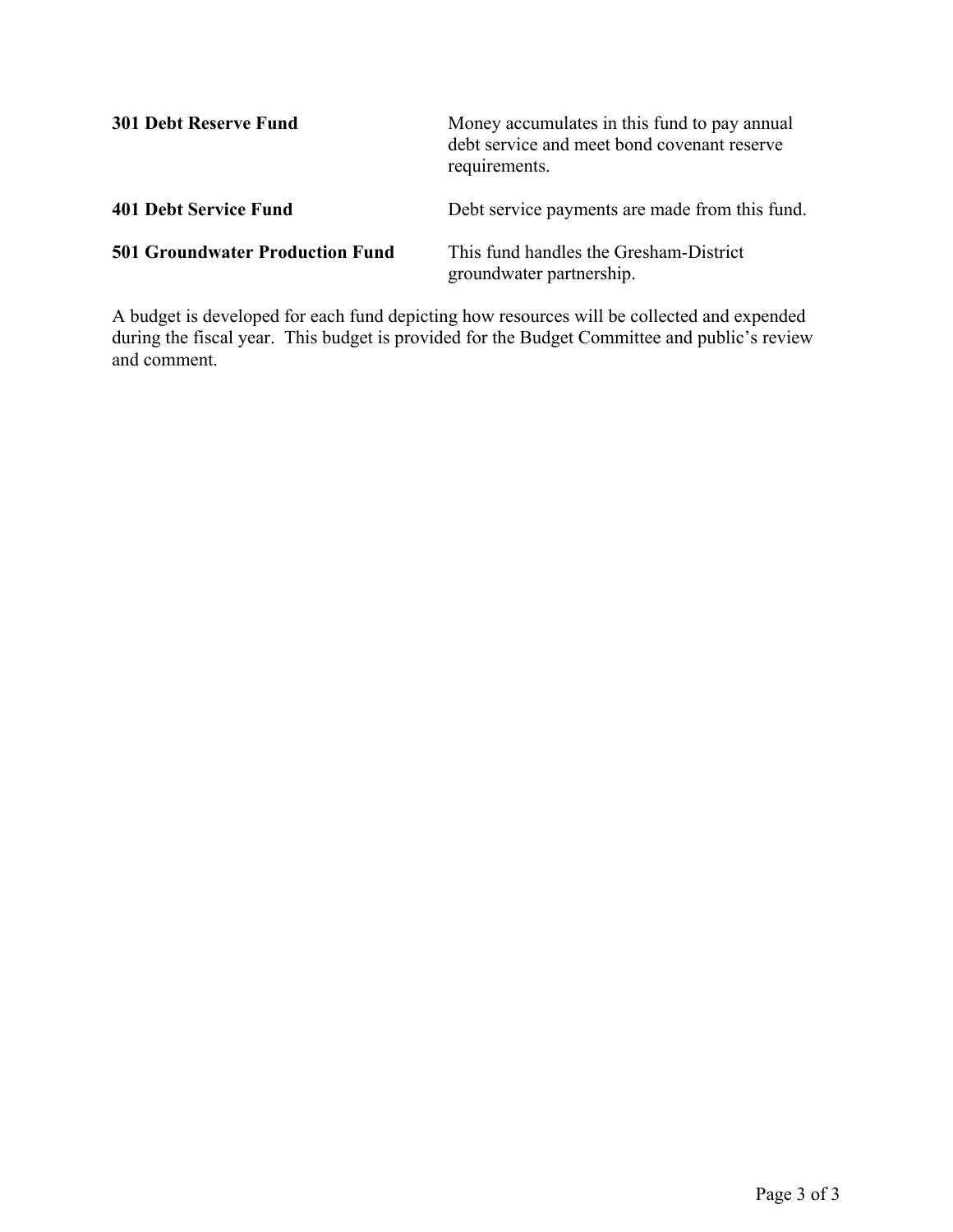**301 Debt Reserve Fund**

Money accumulates in this fund to pay annual debt service and meet bond covenant reserve requirements.

**401 Debt Service Fund**

Debt service payments are made from this fund.

**501 Groundwater Production Fund**

This fund handles the Gresham-District groundwater partnership.

A budget is developed for each fund depicting how resources will be collected and expended during the fiscal year. This budget is provided for the Budget Committee and public's review and comment.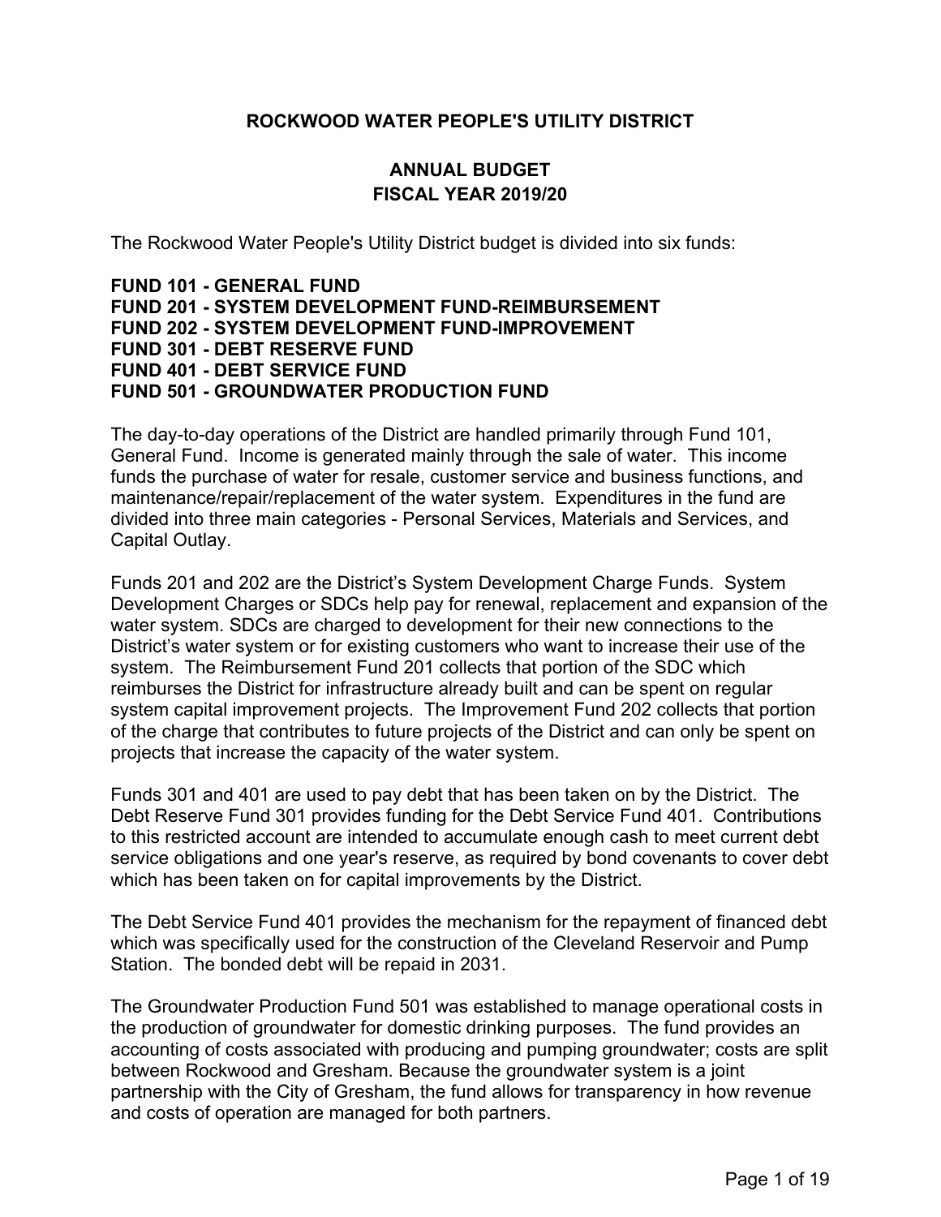# ROCKWOOD WATER PEOPLE'S UTILITY DISTRICT

## ANNUAL BUDGET
## FISCAL YEAR 2019/20

The Rockwood Water People's Utility District budget is divided into six funds:

**FUND 101 - GENERAL FUND**
**FUND 201 - SYSTEM DEVELOPMENT FUND-REIMBURSEMENT**
**FUND 202 - SYSTEM DEVELOPMENT FUND-IMPROVEMENT**
**FUND 301 - DEBT RESERVE FUND**
**FUND 401 - DEBT SERVICE FUND**
**FUND 501 - GROUNDWATER PRODUCTION FUND**

The day-to-day operations of the District are handled primarily through Fund 101, General Fund. Income is generated mainly through the sale of water. This income funds the purchase of water for resale, customer service and business functions, and maintenance/repair/replacement of the water system. Expenditures in the fund are divided into three main categories - Personal Services, Materials and Services, and Capital Outlay.

Funds 201 and 202 are the District's System Development Charge Funds. System Development Charges or SDCs help pay for renewal, replacement and expansion of the water system. SDCs are charged to development for their new connections to the District's water system or for existing customers who want to increase their use of the system. The Reimbursement Fund 201 collects that portion of the SDC which reimburses the District for infrastructure already built and can be spent on regular system capital improvement projects. The Improvement Fund 202 collects that portion of the charge that contributes to future projects of the District and can only be spent on projects that increase the capacity of the water system.

Funds 301 and 401 are used to pay debt that has been taken on by the District. The Debt Reserve Fund 301 provides funding for the Debt Service Fund 401. Contributions to this restricted account are intended to accumulate enough cash to meet current debt service obligations and one year's reserve, as required by bond covenants to cover debt which has been taken on for capital improvements by the District.

The Debt Service Fund 401 provides the mechanism for the repayment of financed debt which was specifically used for the construction of the Cleveland Reservoir and Pump Station. The bonded debt will be repaid in 2031.

The Groundwater Production Fund 501 was established to manage operational costs in the production of groundwater for domestic drinking purposes. The fund provides an accounting of costs associated with producing and pumping groundwater; costs are split between Rockwood and Gresham. Because the groundwater system is a joint partnership with the City of Gresham, the fund allows for transparency in how revenue and costs of operation are managed for both partners.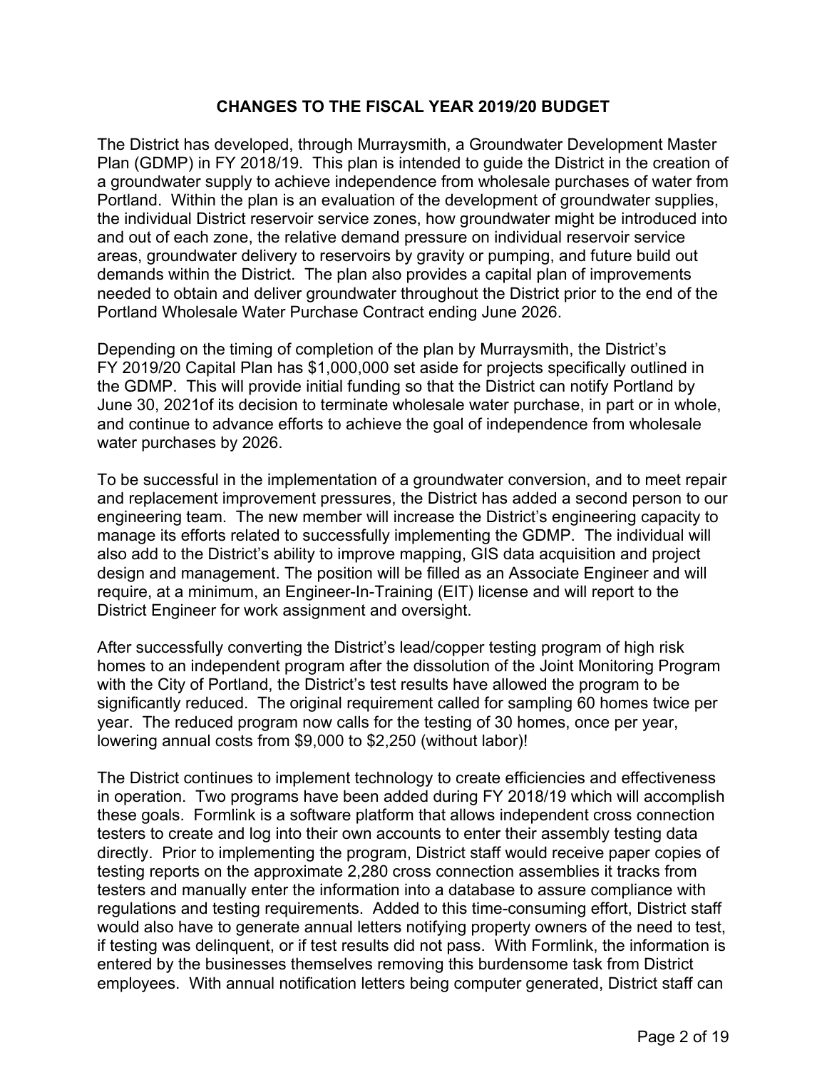## CHANGES TO THE FISCAL YEAR 2019/20 BUDGET

The District has developed, through Murraysmith, a Groundwater Development Master Plan (GDMP) in FY 2018/19. This plan is intended to guide the District in the creation of a groundwater supply to achieve independence from wholesale purchases of water from Portland. Within the plan is an evaluation of the development of groundwater supplies, the individual District reservoir service zones, how groundwater might be introduced into and out of each zone, the relative demand pressure on individual reservoir service areas, groundwater delivery to reservoirs by gravity or pumping, and future build out demands within the District. The plan also provides a capital plan of improvements needed to obtain and deliver groundwater throughout the District prior to the end of the Portland Wholesale Water Purchase Contract ending June 2026.

Depending on the timing of completion of the plan by Murraysmith, the District's FY 2019/20 Capital Plan has $1,000,000 set aside for projects specifically outlined in the GDMP. This will provide initial funding so that the District can notify Portland by June 30, 2021of its decision to terminate wholesale water purchase, in part or in whole, and continue to advance efforts to achieve the goal of independence from wholesale water purchases by 2026.

To be successful in the implementation of a groundwater conversion, and to meet repair and replacement improvement pressures, the District has added a second person to our engineering team. The new member will increase the District's engineering capacity to manage its efforts related to successfully implementing the GDMP. The individual will also add to the District's ability to improve mapping, GIS data acquisition and project design and management. The position will be filled as an Associate Engineer and will require, at a minimum, an Engineer-In-Training (EIT) license and will report to the District Engineer for work assignment and oversight.

After successfully converting the District's lead/copper testing program of high risk homes to an independent program after the dissolution of the Joint Monitoring Program with the City of Portland, the District's test results have allowed the program to be significantly reduced. The original requirement called for sampling 60 homes twice per year. The reduced program now calls for the testing of 30 homes, once per year, lowering annual costs from $9,000 to $2,250 (without labor)!

The District continues to implement technology to create efficiencies and effectiveness in operation. Two programs have been added during FY 2018/19 which will accomplish these goals. Formlink is a software platform that allows independent cross connection testers to create and log into their own accounts to enter their assembly testing data directly. Prior to implementing the program, District staff would receive paper copies of testing reports on the approximate 2,280 cross connection assemblies it tracks from testers and manually enter the information into a database to assure compliance with regulations and testing requirements. Added to this time-consuming effort, District staff would also have to generate annual letters notifying property owners of the need to test, if testing was delinquent, or if test results did not pass. With Formlink, the information is entered by the businesses themselves removing this burdensome task from District employees. With annual notification letters being computer generated, District staff can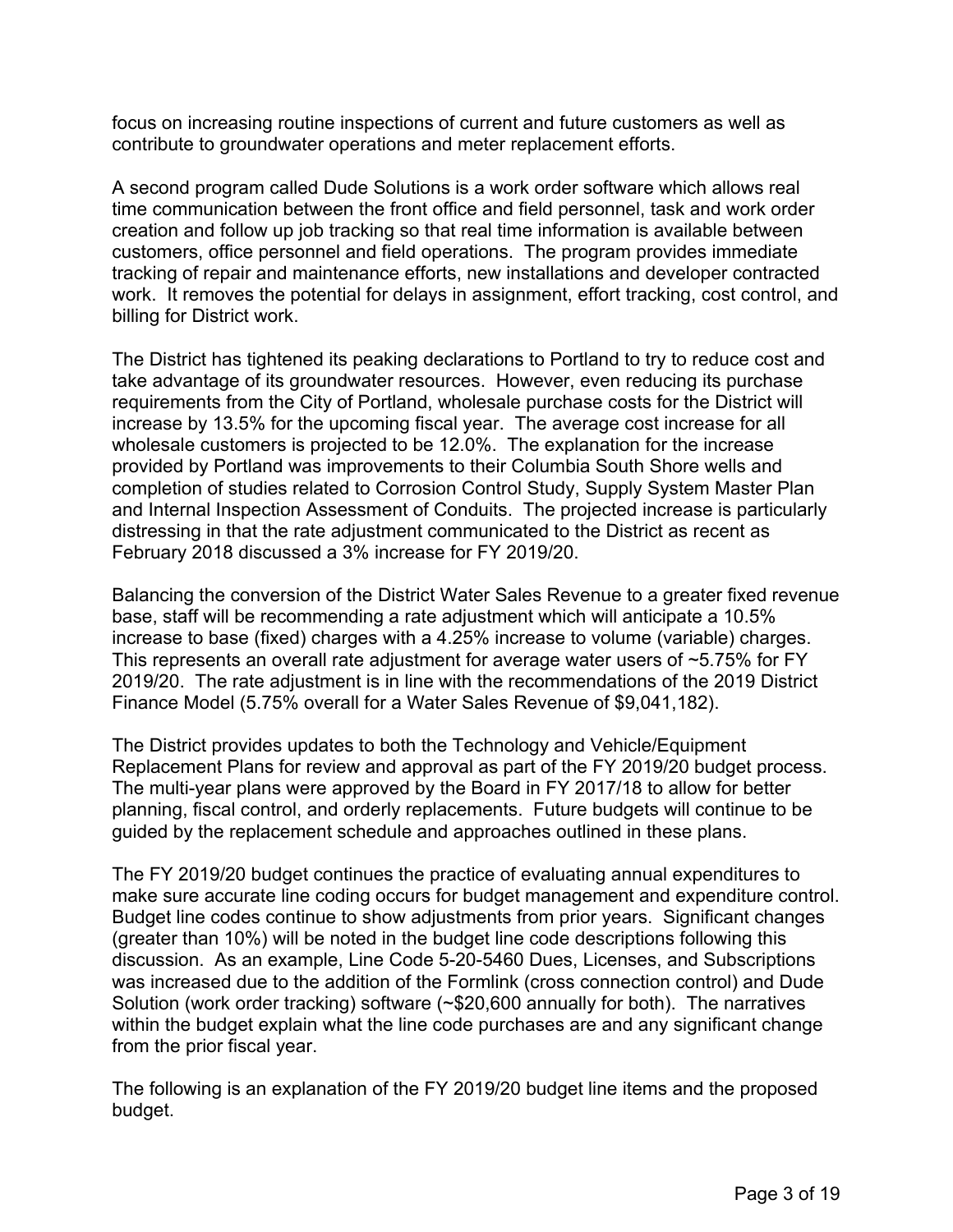focus on increasing routine inspections of current and future customers as well as contribute to groundwater operations and meter replacement efforts.

A second program called Dude Solutions is a work order software which allows real time communication between the front office and field personnel, task and work order creation and follow up job tracking so that real time information is available between customers, office personnel and field operations. The program provides immediate tracking of repair and maintenance efforts, new installations and developer contracted work. It removes the potential for delays in assignment, effort tracking, cost control, and billing for District work.

The District has tightened its peaking declarations to Portland to try to reduce cost and take advantage of its groundwater resources. However, even reducing its purchase requirements from the City of Portland, wholesale purchase costs for the District will increase by 13.5% for the upcoming fiscal year. The average cost increase for all wholesale customers is projected to be 12.0%. The explanation for the increase provided by Portland was improvements to their Columbia South Shore wells and completion of studies related to Corrosion Control Study, Supply System Master Plan and Internal Inspection Assessment of Conduits. The projected increase is particularly distressing in that the rate adjustment communicated to the District as recent as February 2018 discussed a 3% increase for FY 2019/20.

Balancing the conversion of the District Water Sales Revenue to a greater fixed revenue base, staff will be recommending a rate adjustment which will anticipate a 10.5% increase to base (fixed) charges with a 4.25% increase to volume (variable) charges. This represents an overall rate adjustment for average water users of ~5.75% for FY 2019/20. The rate adjustment is in line with the recommendations of the 2019 District Finance Model (5.75% overall for a Water Sales Revenue of $9,041,182).

The District provides updates to both the Technology and Vehicle/Equipment Replacement Plans for review and approval as part of the FY 2019/20 budget process. The multi-year plans were approved by the Board in FY 2017/18 to allow for better planning, fiscal control, and orderly replacements. Future budgets will continue to be guided by the replacement schedule and approaches outlined in these plans.

The FY 2019/20 budget continues the practice of evaluating annual expenditures to make sure accurate line coding occurs for budget management and expenditure control. Budget line codes continue to show adjustments from prior years. Significant changes (greater than 10%) will be noted in the budget line code descriptions following this discussion. As an example, Line Code 5-20-5460 Dues, Licenses, and Subscriptions was increased due to the addition of the Formlink (cross connection control) and Dude Solution (work order tracking) software (~$20,600 annually for both). The narratives within the budget explain what the line code purchases are and any significant change from the prior fiscal year.

The following is an explanation of the FY 2019/20 budget line items and the proposed budget.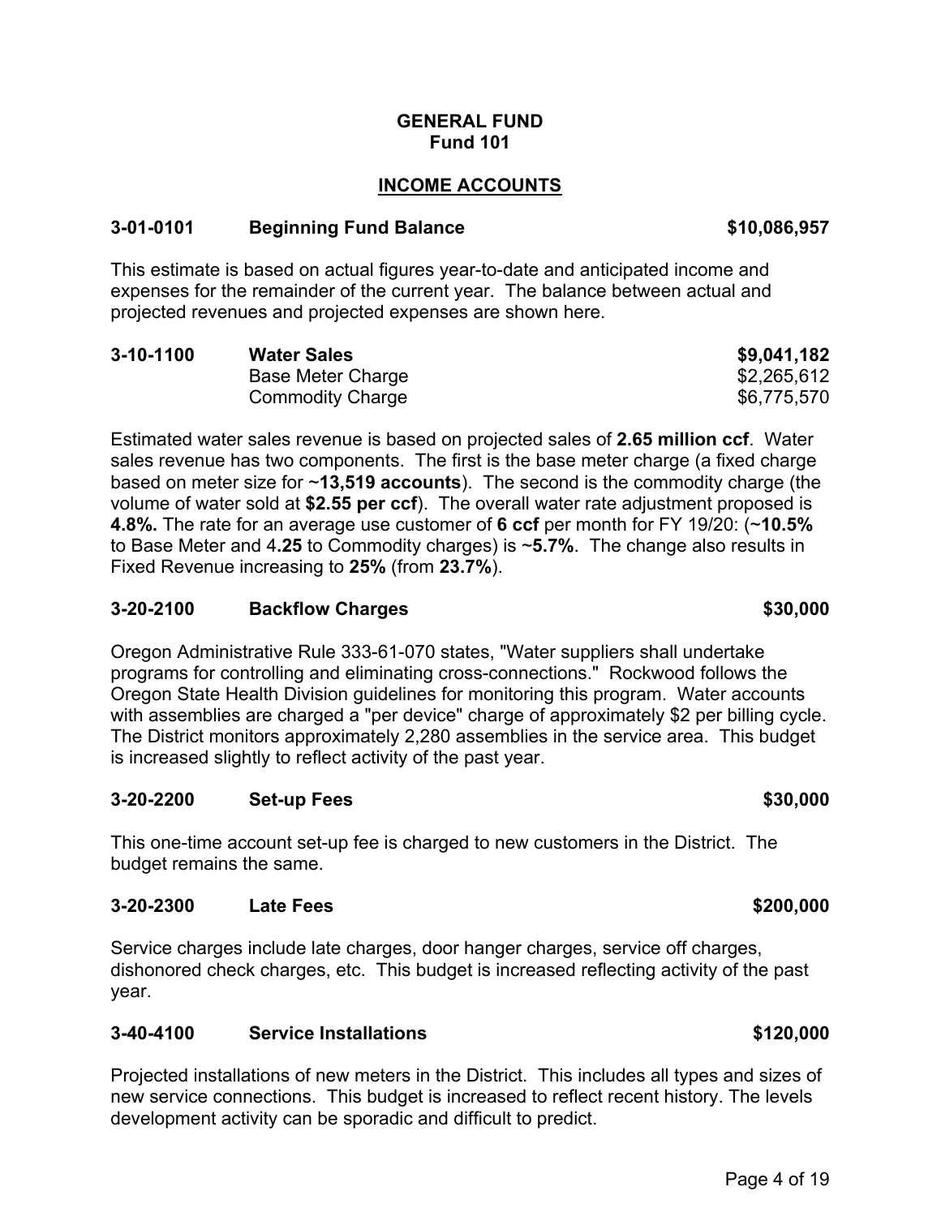# GENERAL FUND
## Fund 101

## INCOME ACCOUNTS

| | | |
|---|---|---|
| **3-01-0101** | **Beginning Fund Balance** | **$10,086,957** |

This estimate is based on actual figures year-to-date and anticipated income and expenses for the remainder of the current year. The balance between actual and projected revenues and projected expenses are shown here.

| | | |
|---|---|---|
| **3-10-1100** | **Water Sales** | **$9,041,182** |
| | Base Meter Charge | $2,265,612 |
| | Commodity Charge | $6,775,570 |

Estimated water sales revenue is based on projected sales of **2.65 million ccf**. Water sales revenue has two components. The first is the base meter charge (a fixed charge based on meter size for ~**13,519 accounts**). The second is the commodity charge (the volume of water sold at **$2.55 per ccf**). The overall water rate adjustment proposed is **4.8%.** The rate for an average use customer of **6 ccf** per month for FY 19/20: (~**10.5%** to Base Meter and 4**.25** to Commodity charges) is ~**5.7%**. The change also results in Fixed Revenue increasing to **25%** (from **23.7%**).

| | | |
|---|---|---|
| **3-20-2100** | **Backflow Charges** | **$30,000** |

Oregon Administrative Rule 333-61-070 states, "Water suppliers shall undertake programs for controlling and eliminating cross-connections." Rockwood follows the Oregon State Health Division guidelines for monitoring this program. Water accounts with assemblies are charged a "per device" charge of approximately $2 per billing cycle. The District monitors approximately 2,280 assemblies in the service area. This budget is increased slightly to reflect activity of the past year.

| | | |
|---|---|---|
| **3-20-2200** | **Set-up Fees** | **$30,000** |

This one-time account set-up fee is charged to new customers in the District. The budget remains the same.

| | | |
|---|---|---|
| **3-20-2300** | **Late Fees** | **$200,000** |

Service charges include late charges, door hanger charges, service off charges, dishonored check charges, etc. This budget is increased reflecting activity of the past year.

| | | |
|---|---|---|
| **3-40-4100** | **Service Installations** | **$120,000** |

Projected installations of new meters in the District. This includes all types and sizes of new service connections. This budget is increased to reflect recent history. The levels development activity can be sporadic and difficult to predict.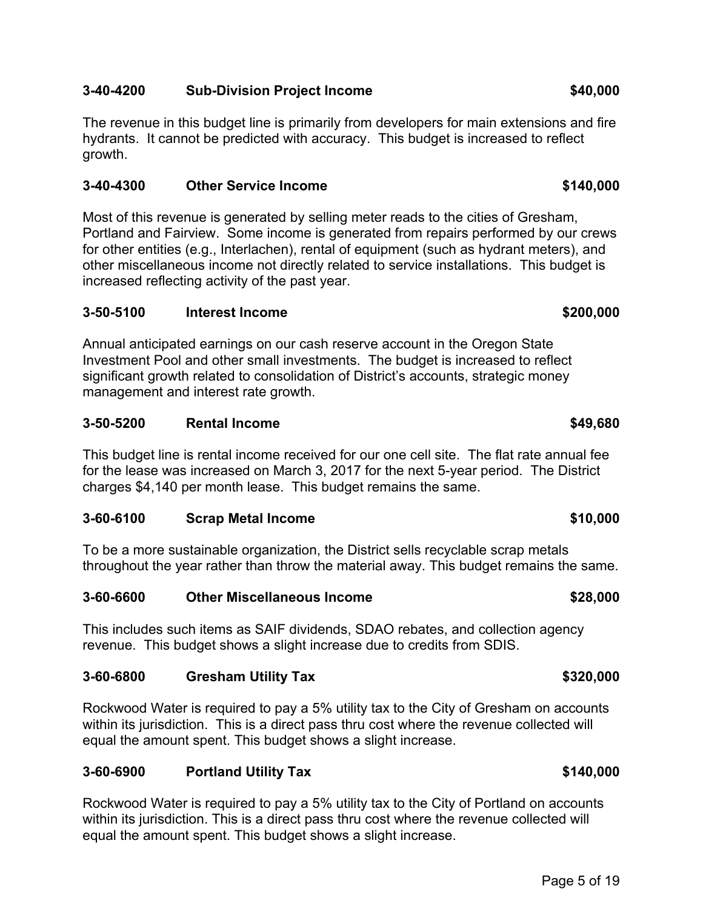**3-40-4200 Sub-Division Project Income $40,000**

The revenue in this budget line is primarily from developers for main extensions and fire hydrants. It cannot be predicted with accuracy. This budget is increased to reflect growth.

**3-40-4300 Other Service Income $140,000**

Most of this revenue is generated by selling meter reads to the cities of Gresham, Portland and Fairview. Some income is generated from repairs performed by our crews for other entities (e.g., Interlachen), rental of equipment (such as hydrant meters), and other miscellaneous income not directly related to service installations. This budget is increased reflecting activity of the past year.

**3-50-5100 Interest Income $200,000**

Annual anticipated earnings on our cash reserve account in the Oregon State Investment Pool and other small investments. The budget is increased to reflect significant growth related to consolidation of District's accounts, strategic money management and interest rate growth.

**3-50-5200 Rental Income $49,680**

This budget line is rental income received for our one cell site. The flat rate annual fee for the lease was increased on March 3, 2017 for the next 5-year period. The District charges $4,140 per month lease. This budget remains the same.

**3-60-6100 Scrap Metal Income $10,000**

To be a more sustainable organization, the District sells recyclable scrap metals throughout the year rather than throw the material away. This budget remains the same.

**3-60-6600 Other Miscellaneous Income $28,000**

This includes such items as SAIF dividends, SDAO rebates, and collection agency revenue. This budget shows a slight increase due to credits from SDIS.

**3-60-6800 Gresham Utility Tax $320,000**

Rockwood Water is required to pay a 5% utility tax to the City of Gresham on accounts within its jurisdiction. This is a direct pass thru cost where the revenue collected will equal the amount spent. This budget shows a slight increase.

**3-60-6900 Portland Utility Tax $140,000**

Rockwood Water is required to pay a 5% utility tax to the City of Portland on accounts within its jurisdiction. This is a direct pass thru cost where the revenue collected will equal the amount spent. This budget shows a slight increase.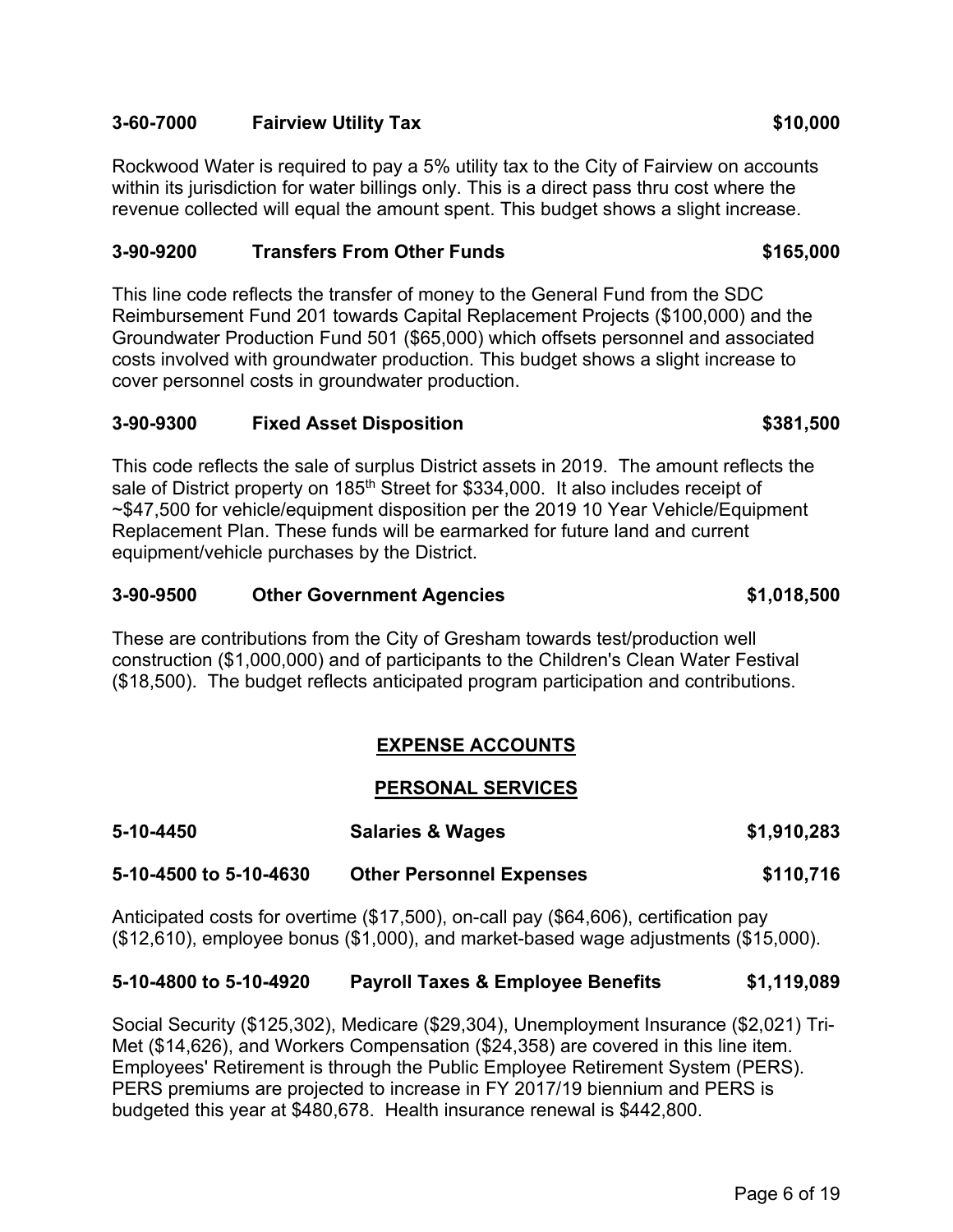**3-60-7000 Fairview Utility Tax $10,000**

Rockwood Water is required to pay a 5% utility tax to the City of Fairview on accounts within its jurisdiction for water billings only. This is a direct pass thru cost where the revenue collected will equal the amount spent. This budget shows a slight increase.

**3-90-9200 Transfers From Other Funds $165,000**

This line code reflects the transfer of money to the General Fund from the SDC Reimbursement Fund 201 towards Capital Replacement Projects ($100,000) and the Groundwater Production Fund 501 ($65,000) which offsets personnel and associated costs involved with groundwater production. This budget shows a slight increase to cover personnel costs in groundwater production.

**3-90-9300 Fixed Asset Disposition $381,500**

This code reflects the sale of surplus District assets in 2019. The amount reflects the sale of District property on 185th Street for $334,000. It also includes receipt of ~$47,500 for vehicle/equipment disposition per the 2019 10 Year Vehicle/Equipment Replacement Plan. These funds will be earmarked for future land and current equipment/vehicle purchases by the District.

**3-90-9500 Other Government Agencies $1,018,500**

These are contributions from the City of Gresham towards test/production well construction ($1,000,000) and of participants to the Children's Clean Water Festival ($18,500). The budget reflects anticipated program participation and contributions.

## EXPENSE ACCOUNTS

### PERSONAL SERVICES

**5-10-4450 Salaries & Wages $1,910,283**

**5-10-4500 to 5-10-4630 Other Personnel Expenses $110,716**

Anticipated costs for overtime ($17,500), on-call pay ($64,606), certification pay ($12,610), employee bonus ($1,000), and market-based wage adjustments ($15,000).

**5-10-4800 to 5-10-4920 Payroll Taxes & Employee Benefits $1,119,089**

Social Security ($125,302), Medicare ($29,304), Unemployment Insurance ($2,021) Tri-Met ($14,626), and Workers Compensation ($24,358) are covered in this line item. Employees' Retirement is through the Public Employee Retirement System (PERS). PERS premiums are projected to increase in FY 2017/19 biennium and PERS is budgeted this year at $480,678. Health insurance renewal is $442,800.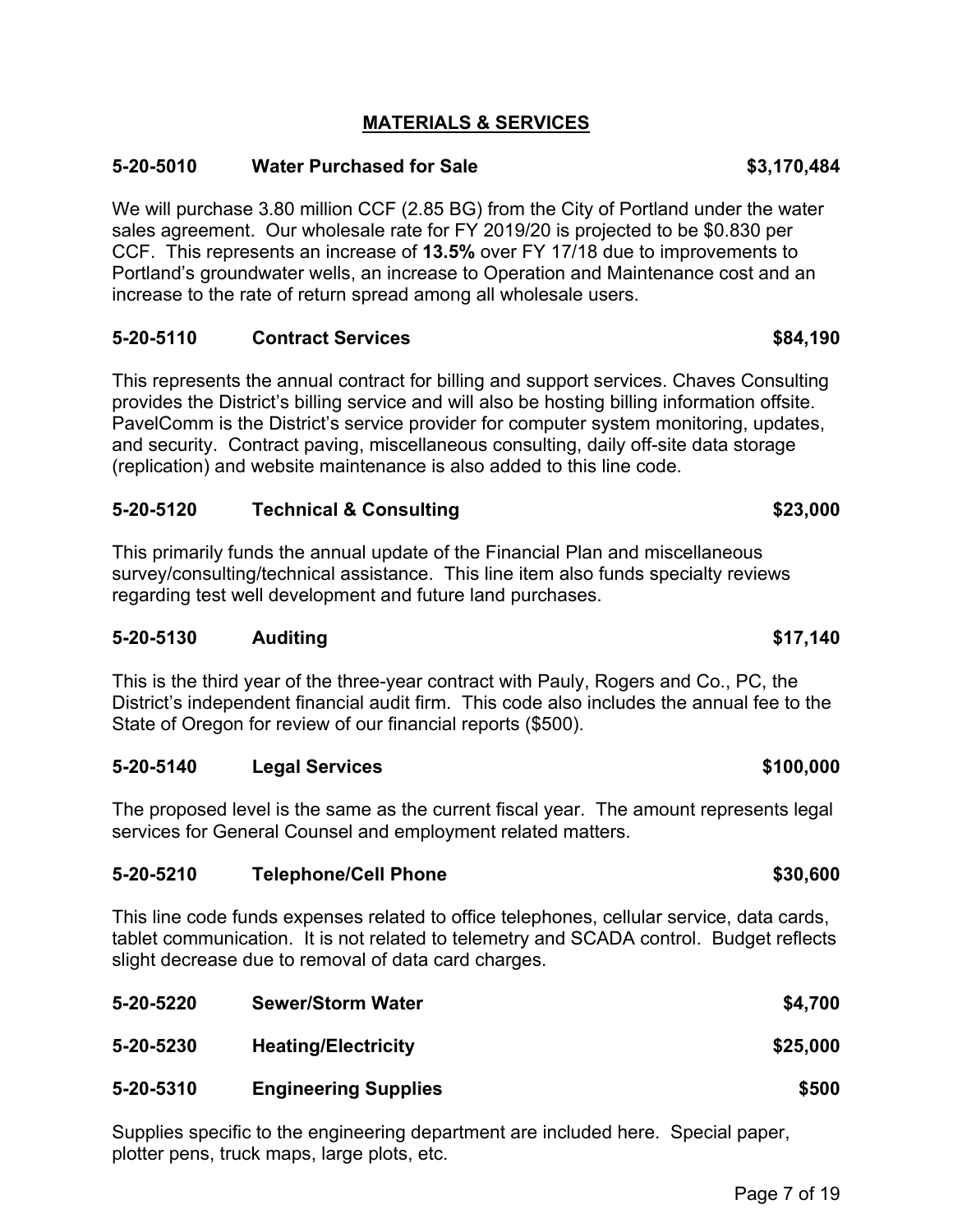## MATERIALS & SERVICES

**5-20-5010 Water Purchased for Sale $3,170,484**

We will purchase 3.80 million CCF (2.85 BG) from the City of Portland under the water sales agreement. Our wholesale rate for FY 2019/20 is projected to be $0.830 per CCF. This represents an increase of **13.5%** over FY 17/18 due to improvements to Portland's groundwater wells, an increase to Operation and Maintenance cost and an increase to the rate of return spread among all wholesale users.

**5-20-5110 Contract Services $84,190**

This represents the annual contract for billing and support services. Chaves Consulting provides the District's billing service and will also be hosting billing information offsite. PavelComm is the District's service provider for computer system monitoring, updates, and security. Contract paving, miscellaneous consulting, daily off-site data storage (replication) and website maintenance is also added to this line code.

**5-20-5120 Technical & Consulting $23,000**

This primarily funds the annual update of the Financial Plan and miscellaneous survey/consulting/technical assistance. This line item also funds specialty reviews regarding test well development and future land purchases.

**5-20-5130 Auditing $17,140**

This is the third year of the three-year contract with Pauly, Rogers and Co., PC, the District's independent financial audit firm. This code also includes the annual fee to the State of Oregon for review of our financial reports ($500).

**5-20-5140 Legal Services $100,000**

The proposed level is the same as the current fiscal year. The amount represents legal services for General Counsel and employment related matters.

**5-20-5210 Telephone/Cell Phone $30,600**

This line code funds expenses related to office telephones, cellular service, data cards, tablet communication. It is not related to telemetry and SCADA control. Budget reflects slight decrease due to removal of data card charges.

**5-20-5220 Sewer/Storm Water $4,700**

**5-20-5230 Heating/Electricity $25,000**

**5-20-5310 Engineering Supplies $500**

Supplies specific to the engineering department are included here. Special paper, plotter pens, truck maps, large plots, etc.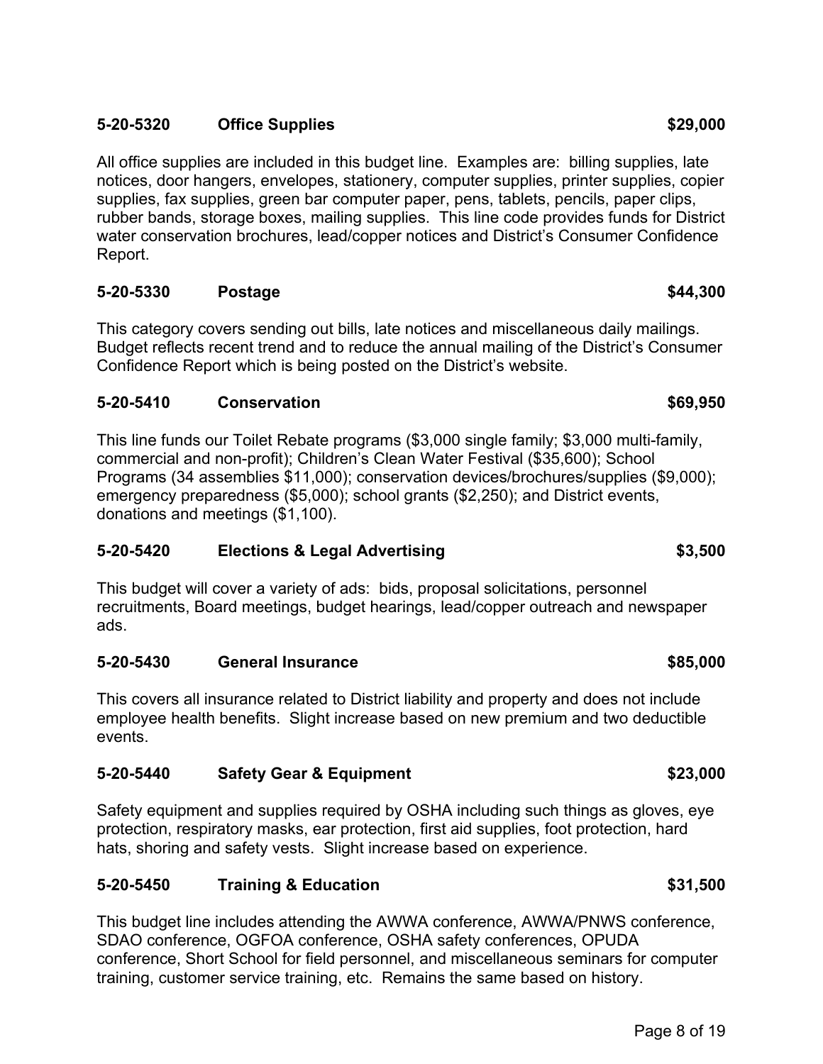**5-20-5320 Office Supplies $29,000**

All office supplies are included in this budget line. Examples are: billing supplies, late notices, door hangers, envelopes, stationery, computer supplies, printer supplies, copier supplies, fax supplies, green bar computer paper, pens, tablets, pencils, paper clips, rubber bands, storage boxes, mailing supplies. This line code provides funds for District water conservation brochures, lead/copper notices and District's Consumer Confidence Report.

**5-20-5330 Postage $44,300**

This category covers sending out bills, late notices and miscellaneous daily mailings. Budget reflects recent trend and to reduce the annual mailing of the District's Consumer Confidence Report which is being posted on the District's website.

**5-20-5410 Conservation $69,950**

This line funds our Toilet Rebate programs ($3,000 single family; $3,000 multi-family, commercial and non-profit); Children's Clean Water Festival ($35,600); School Programs (34 assemblies $11,000); conservation devices/brochures/supplies ($9,000); emergency preparedness ($5,000); school grants ($2,250); and District events, donations and meetings ($1,100).

**5-20-5420 Elections & Legal Advertising $3,500**

This budget will cover a variety of ads: bids, proposal solicitations, personnel recruitments, Board meetings, budget hearings, lead/copper outreach and newspaper ads.

**5-20-5430 General Insurance $85,000**

This covers all insurance related to District liability and property and does not include employee health benefits. Slight increase based on new premium and two deductible events.

**5-20-5440 Safety Gear & Equipment $23,000**

Safety equipment and supplies required by OSHA including such things as gloves, eye protection, respiratory masks, ear protection, first aid supplies, foot protection, hard hats, shoring and safety vests. Slight increase based on experience.

**5-20-5450 Training & Education $31,500**

This budget line includes attending the AWWA conference, AWWA/PNWS conference, SDAO conference, OGFOA conference, OSHA safety conferences, OPUDA conference, Short School for field personnel, and miscellaneous seminars for computer training, customer service training, etc. Remains the same based on history.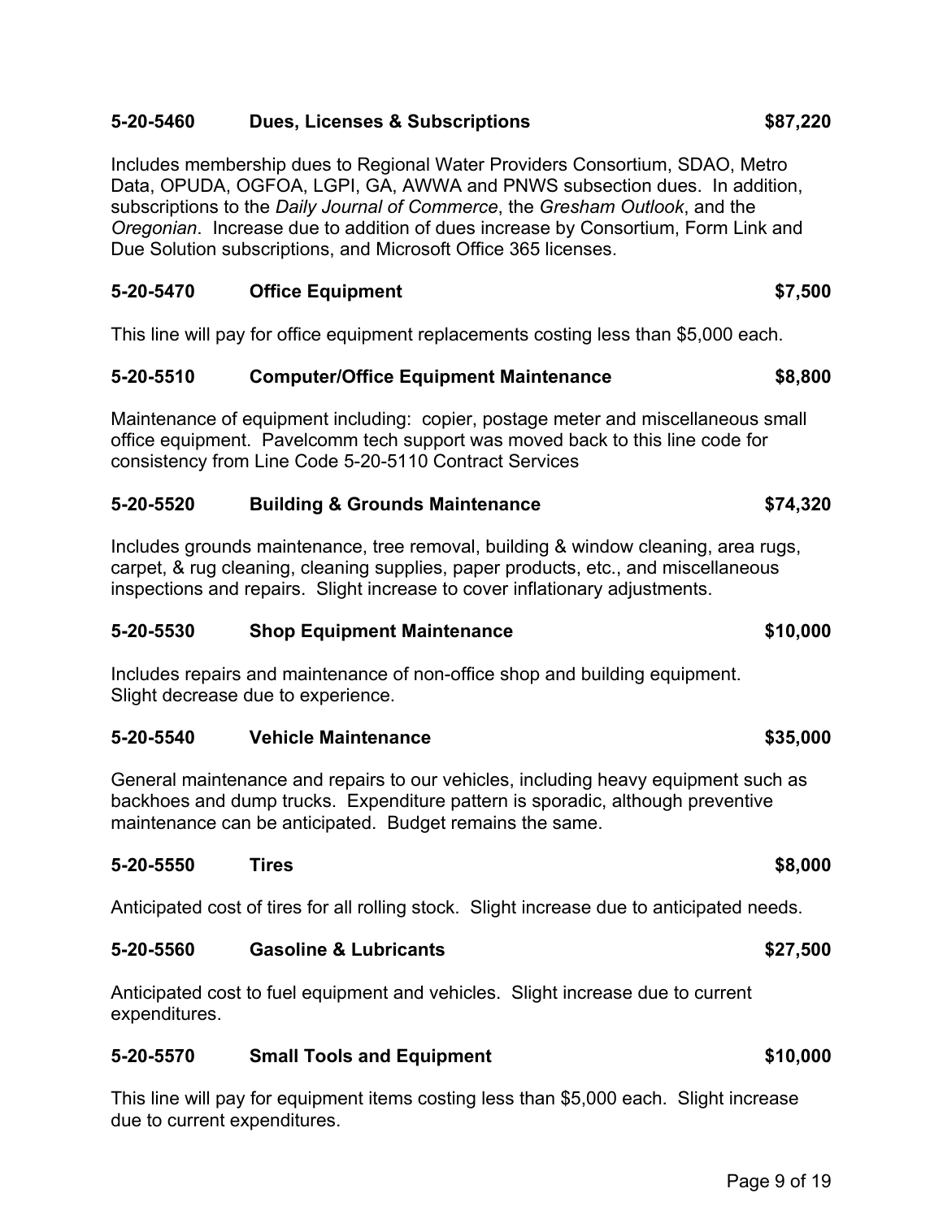**5-20-5460 Dues, Licenses & Subscriptions $87,220**

Includes membership dues to Regional Water Providers Consortium, SDAO, Metro Data, OPUDA, OGFOA, LGPI, GA, AWWA and PNWS subsection dues. In addition, subscriptions to the *Daily Journal of Commerce*, the *Gresham Outlook*, and the *Oregonian*. Increase due to addition of dues increase by Consortium, Form Link and Due Solution subscriptions, and Microsoft Office 365 licenses.

**5-20-5470 Office Equipment $7,500**

This line will pay for office equipment replacements costing less than $5,000 each.

**5-20-5510 Computer/Office Equipment Maintenance $8,800**

Maintenance of equipment including: copier, postage meter and miscellaneous small office equipment. Pavelcomm tech support was moved back to this line code for consistency from Line Code 5-20-5110 Contract Services

**5-20-5520 Building & Grounds Maintenance $74,320**

Includes grounds maintenance, tree removal, building & window cleaning, area rugs, carpet, & rug cleaning, cleaning supplies, paper products, etc., and miscellaneous inspections and repairs. Slight increase to cover inflationary adjustments.

**5-20-5530 Shop Equipment Maintenance $10,000**

Includes repairs and maintenance of non-office shop and building equipment. Slight decrease due to experience.

**5-20-5540 Vehicle Maintenance $35,000**

General maintenance and repairs to our vehicles, including heavy equipment such as backhoes and dump trucks. Expenditure pattern is sporadic, although preventive maintenance can be anticipated. Budget remains the same.

**5-20-5550 Tires $8,000**

Anticipated cost of tires for all rolling stock. Slight increase due to anticipated needs.

**5-20-5560 Gasoline & Lubricants $27,500**

Anticipated cost to fuel equipment and vehicles. Slight increase due to current expenditures.

**5-20-5570 Small Tools and Equipment $10,000**

This line will pay for equipment items costing less than $5,000 each. Slight increase due to current expenditures.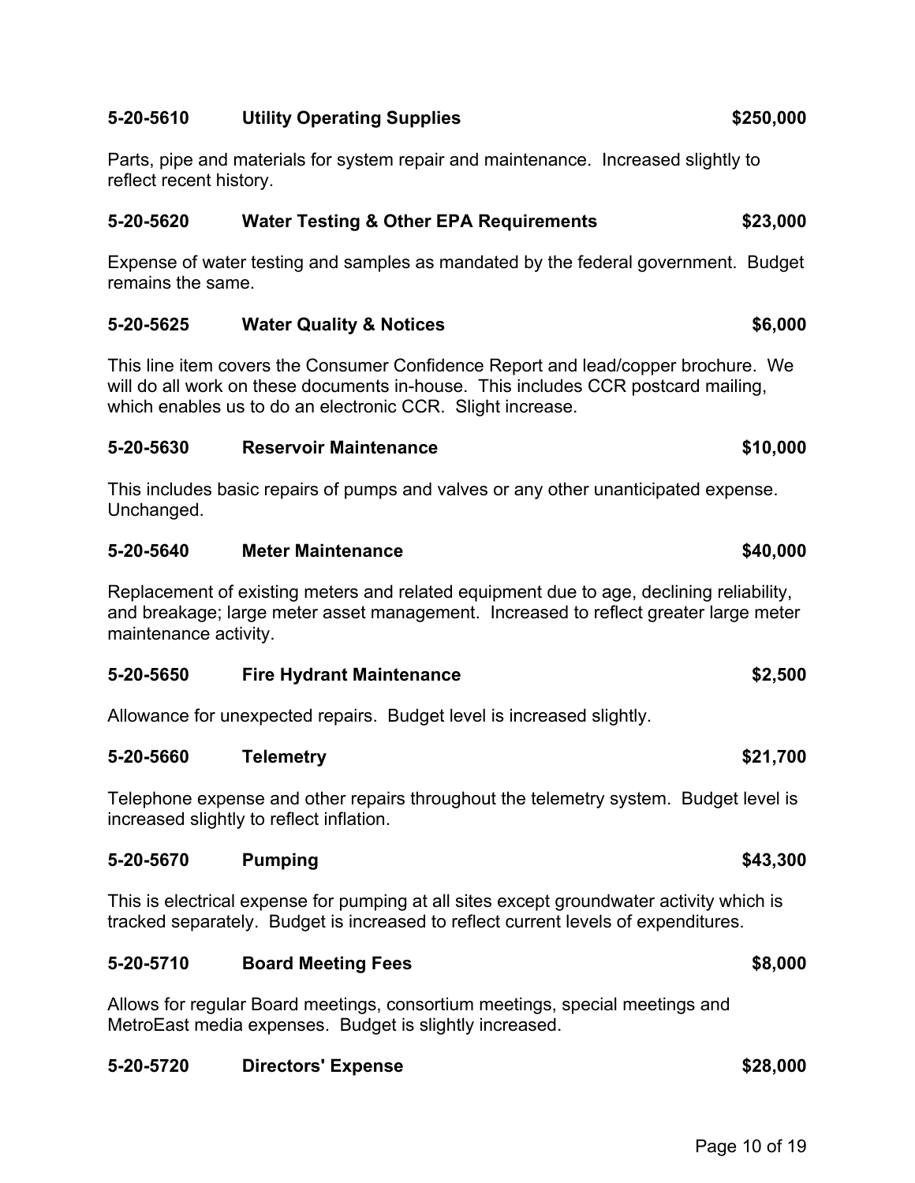**5-20-5610 Utility Operating Supplies $250,000**

Parts, pipe and materials for system repair and maintenance. Increased slightly to reflect recent history.

**5-20-5620 Water Testing & Other EPA Requirements $23,000**

Expense of water testing and samples as mandated by the federal government. Budget remains the same.

**5-20-5625 Water Quality & Notices $6,000**

This line item covers the Consumer Confidence Report and lead/copper brochure. We will do all work on these documents in-house. This includes CCR postcard mailing, which enables us to do an electronic CCR. Slight increase.

**5-20-5630 Reservoir Maintenance $10,000**

This includes basic repairs of pumps and valves or any other unanticipated expense. Unchanged.

**5-20-5640 Meter Maintenance $40,000**

Replacement of existing meters and related equipment due to age, declining reliability, and breakage; large meter asset management. Increased to reflect greater large meter maintenance activity.

**5-20-5650 Fire Hydrant Maintenance $2,500**

Allowance for unexpected repairs. Budget level is increased slightly.

**5-20-5660 Telemetry $21,700**

Telephone expense and other repairs throughout the telemetry system. Budget level is increased slightly to reflect inflation.

**5-20-5670 Pumping $43,300**

This is electrical expense for pumping at all sites except groundwater activity which is tracked separately. Budget is increased to reflect current levels of expenditures.

**5-20-5710 Board Meeting Fees $8,000**

Allows for regular Board meetings, consortium meetings, special meetings and MetroEast media expenses. Budget is slightly increased.

**5-20-5720 Directors' Expense $28,000**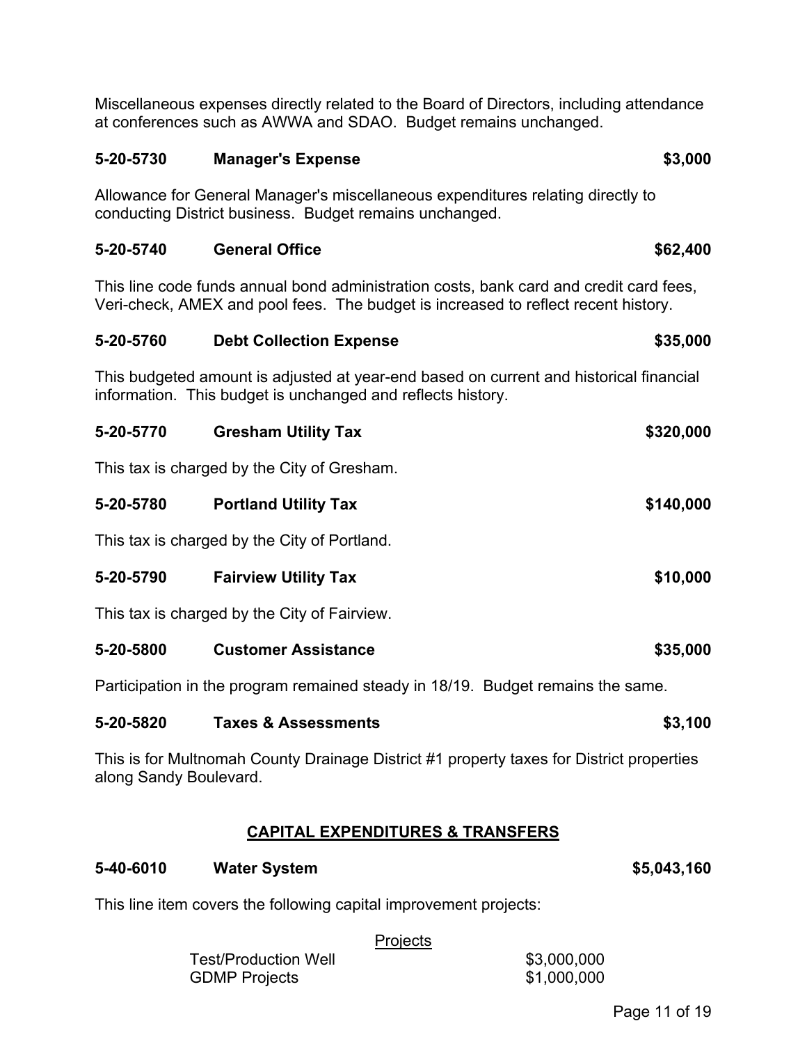Miscellaneous expenses directly related to the Board of Directors, including attendance at conferences such as AWWA and SDAO. Budget remains unchanged.

**5-20-5730 Manager's Expense $3,000**

Allowance for General Manager's miscellaneous expenditures relating directly to conducting District business. Budget remains unchanged.

**5-20-5740 General Office $62,400**

This line code funds annual bond administration costs, bank card and credit card fees, Veri-check, AMEX and pool fees. The budget is increased to reflect recent history.

**5-20-5760 Debt Collection Expense $35,000**

This budgeted amount is adjusted at year-end based on current and historical financial information. This budget is unchanged and reflects history.

**5-20-5770 Gresham Utility Tax $320,000**

This tax is charged by the City of Gresham.

**5-20-5780 Portland Utility Tax $140,000**

This tax is charged by the City of Portland.

**5-20-5790 Fairview Utility Tax $10,000**

This tax is charged by the City of Fairview.

**5-20-5800 Customer Assistance $35,000**

Participation in the program remained steady in 18/19. Budget remains the same.

**5-20-5820 Taxes & Assessments $3,100**

This is for Multnomah County Drainage District #1 property taxes for District properties along Sandy Boulevard.

## CAPITAL EXPENDITURES & TRANSFERS

**5-40-6010 Water System $5,043,160**

This line item covers the following capital improvement projects:

| Projects | |
|---|---|
| Test/Production Well | $3,000,000 |
| GDMP Projects | $1,000,000 |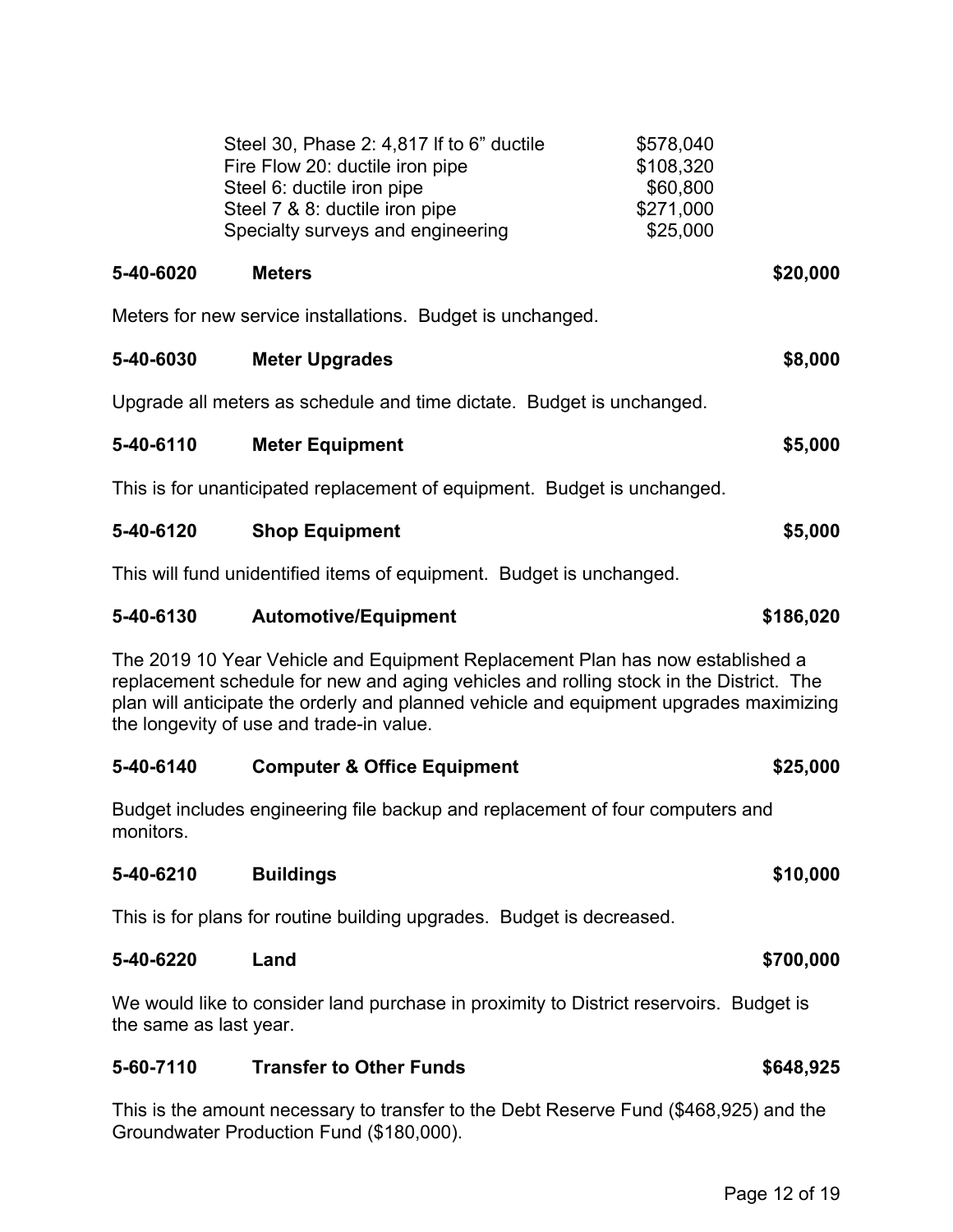| | |
|---|---|
| Steel 30, Phase 2: 4,817 lf to 6" ductile | $578,040 |
| Fire Flow 20: ductile iron pipe | $108,320 |
| Steel 6: ductile iron pipe | $60,800 |
| Steel 7 & 8: ductile iron pipe | $271,000 |
| Specialty surveys and engineering | $25,000 |

**5-40-6020 Meters $20,000**

Meters for new service installations. Budget is unchanged.

**5-40-6030 Meter Upgrades $8,000**

Upgrade all meters as schedule and time dictate. Budget is unchanged.

**5-40-6110 Meter Equipment $5,000**

This is for unanticipated replacement of equipment. Budget is unchanged.

**5-40-6120 Shop Equipment $5,000**

This will fund unidentified items of equipment. Budget is unchanged.

**5-40-6130 Automotive/Equipment $186,020**

The 2019 10 Year Vehicle and Equipment Replacement Plan has now established a replacement schedule for new and aging vehicles and rolling stock in the District. The plan will anticipate the orderly and planned vehicle and equipment upgrades maximizing the longevity of use and trade-in value.

**5-40-6140 Computer & Office Equipment $25,000**

Budget includes engineering file backup and replacement of four computers and monitors.

**5-40-6210 Buildings $10,000**

This is for plans for routine building upgrades. Budget is decreased.

**5-40-6220 Land $700,000**

We would like to consider land purchase in proximity to District reservoirs. Budget is the same as last year.

**5-60-7110 Transfer to Other Funds $648,925**

This is the amount necessary to transfer to the Debt Reserve Fund ($468,925) and the Groundwater Production Fund ($180,000).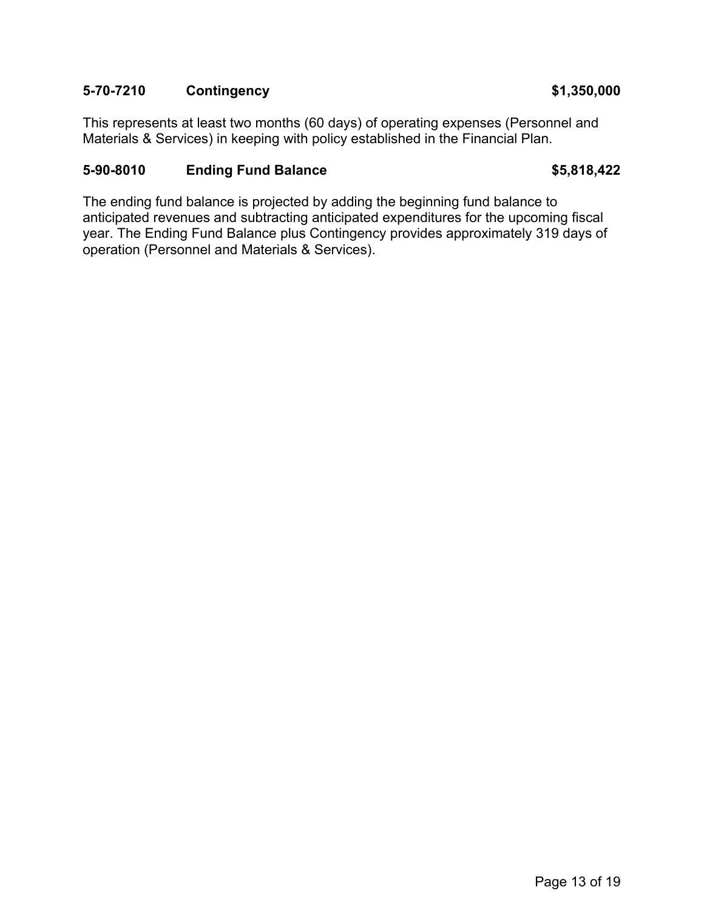**5-70-7210 Contingency $1,350,000**

This represents at least two months (60 days) of operating expenses (Personnel and Materials & Services) in keeping with policy established in the Financial Plan.

**5-90-8010 Ending Fund Balance $5,818,422**

The ending fund balance is projected by adding the beginning fund balance to anticipated revenues and subtracting anticipated expenditures for the upcoming fiscal year. The Ending Fund Balance plus Contingency provides approximately 319 days of operation (Personnel and Materials & Services).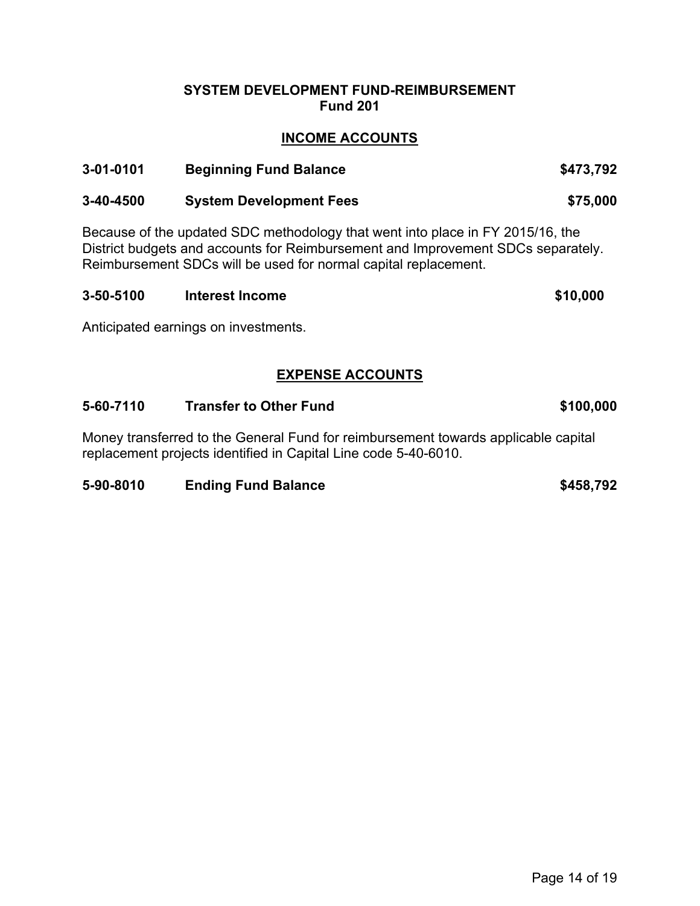## SYSTEM DEVELOPMENT FUND-REIMBURSEMENT
## Fund 201

### INCOME ACCOUNTS

**3-01-0101 Beginning Fund Balance $473,792**

**3-40-4500 System Development Fees $75,000**

Because of the updated SDC methodology that went into place in FY 2015/16, the District budgets and accounts for Reimbursement and Improvement SDCs separately. Reimbursement SDCs will be used for normal capital replacement.

**3-50-5100 Interest Income $10,000**

Anticipated earnings on investments.

### EXPENSE ACCOUNTS

**5-60-7110 Transfer to Other Fund $100,000**

Money transferred to the General Fund for reimbursement towards applicable capital replacement projects identified in Capital Line code 5-40-6010.

**5-90-8010 Ending Fund Balance $458,792**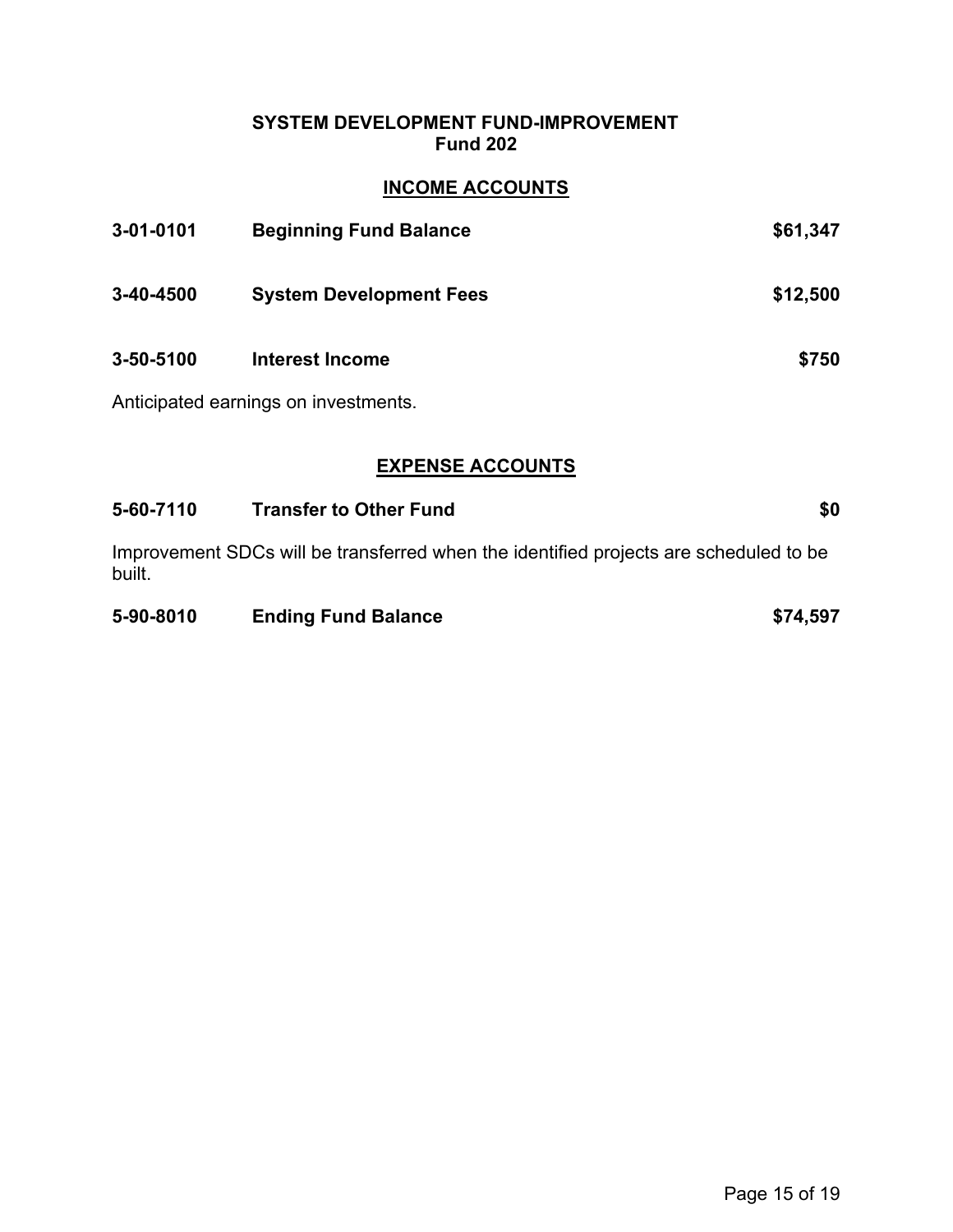## SYSTEM DEVELOPMENT FUND-IMPROVEMENT
## Fund 202

### INCOME ACCOUNTS

**3-01-0101 Beginning Fund Balance $61,347**

**3-40-4500 System Development Fees $12,500**

**3-50-5100 Interest Income $750**

Anticipated earnings on investments.

### EXPENSE ACCOUNTS

**5-60-7110 Transfer to Other Fund $0**

Improvement SDCs will be transferred when the identified projects are scheduled to be built.

**5-90-8010 Ending Fund Balance $74,597**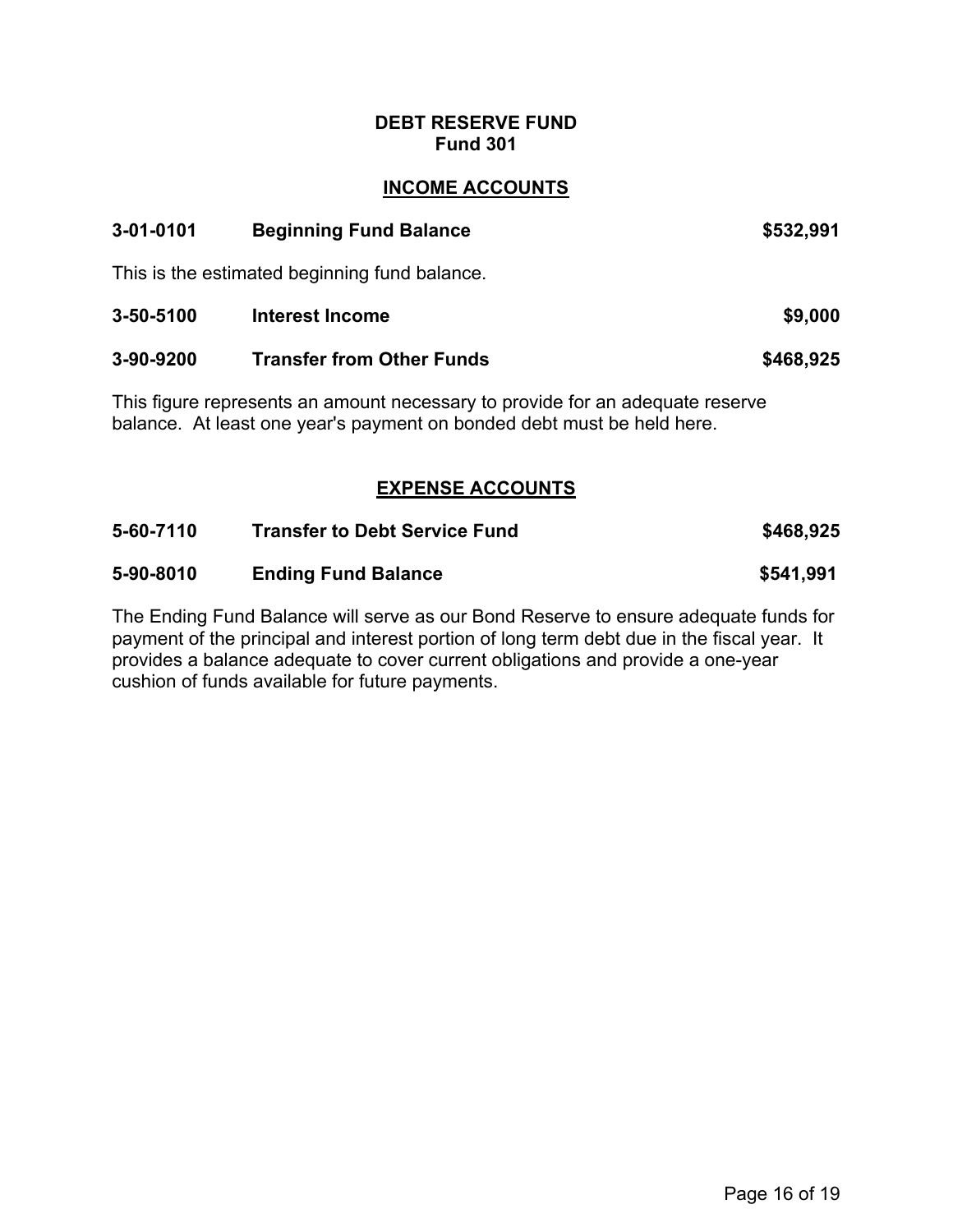# DEBT RESERVE FUND
## Fund 301

### INCOME ACCOUNTS

| | | |
|---|---|---|
| **3-01-0101** | **Beginning Fund Balance** | **$532,991** |

This is the estimated beginning fund balance.

| | | |
|---|---|---|
| **3-50-5100** | **Interest Income** | **$9,000** |
| **3-90-9200** | **Transfer from Other Funds** | **$468,925** |

This figure represents an amount necessary to provide for an adequate reserve balance. At least one year's payment on bonded debt must be held here.

### EXPENSE ACCOUNTS

| | | |
|---|---|---|
| **5-60-7110** | **Transfer to Debt Service Fund** | **$468,925** |
| **5-90-8010** | **Ending Fund Balance** | **$541,991** |

The Ending Fund Balance will serve as our Bond Reserve to ensure adequate funds for payment of the principal and interest portion of long term debt due in the fiscal year. It provides a balance adequate to cover current obligations and provide a one-year cushion of funds available for future payments.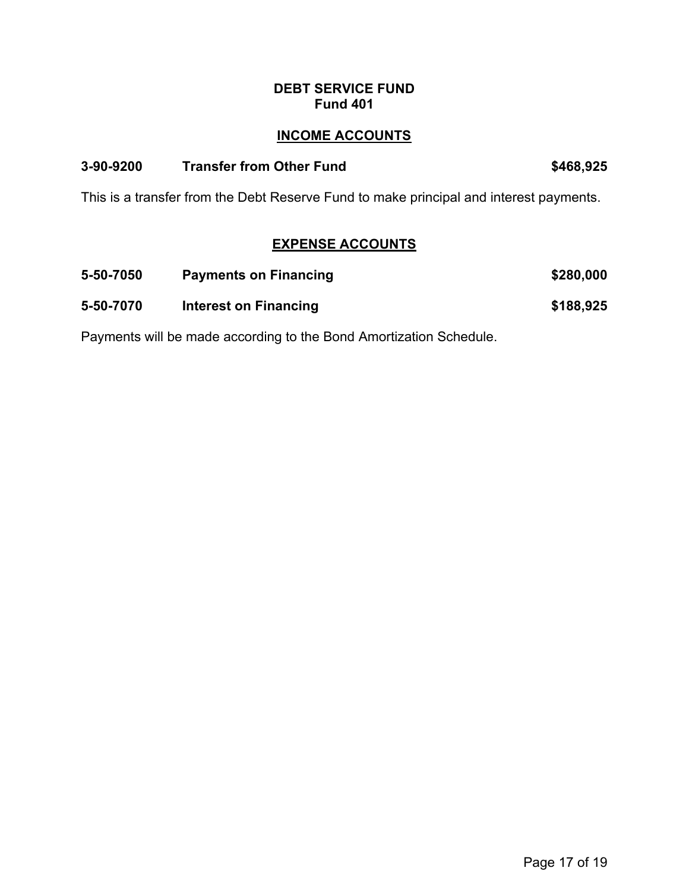# DEBT SERVICE FUND
## Fund 401

### INCOME ACCOUNTS

**3-90-9200 Transfer from Other Fund $468,925**

This is a transfer from the Debt Reserve Fund to make principal and interest payments.

### EXPENSE ACCOUNTS

**5-50-7050 Payments on Financing $280,000**

**5-50-7070 Interest on Financing $188,925**

Payments will be made according to the Bond Amortization Schedule.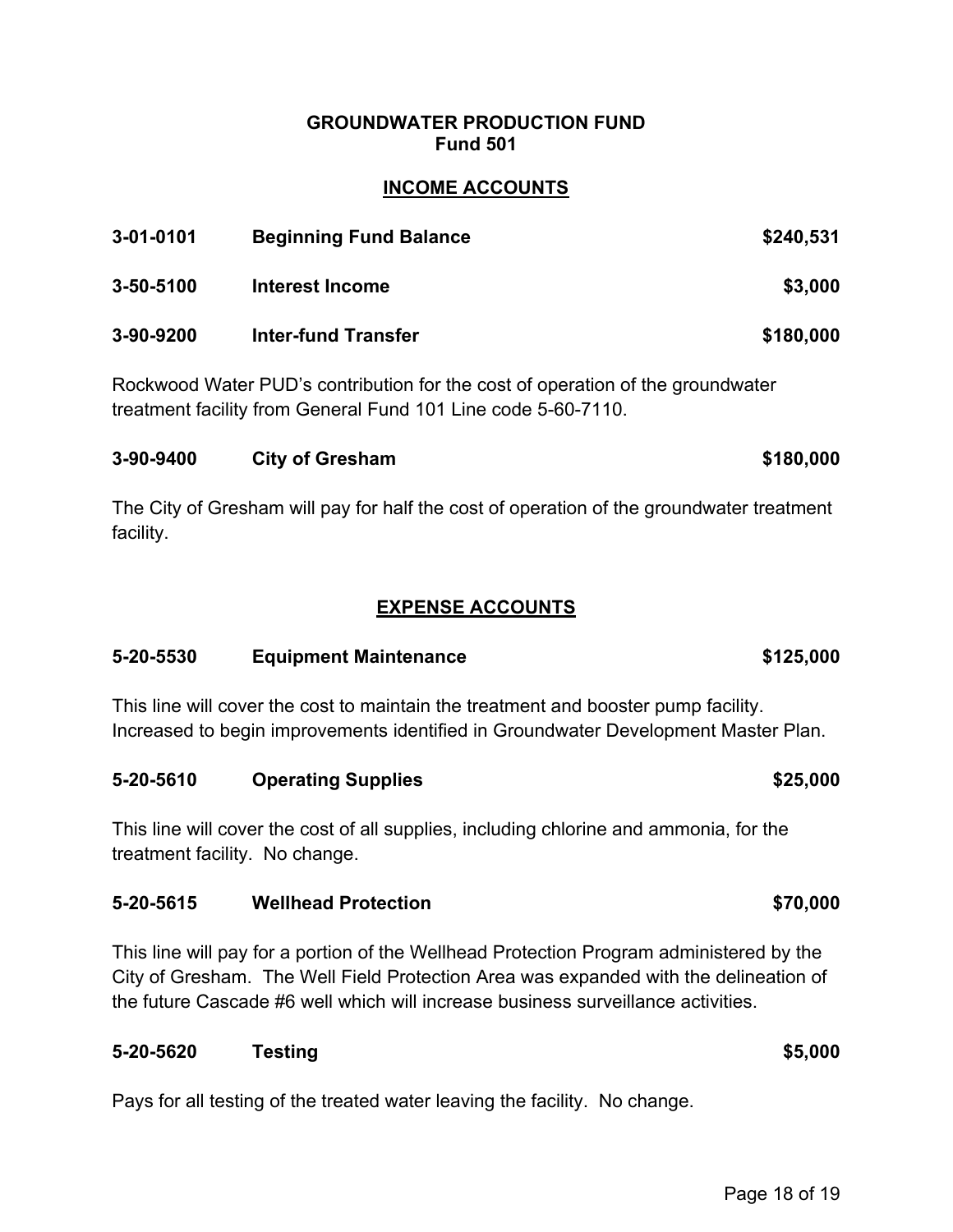# GROUNDWATER PRODUCTION FUND
## Fund 501

## INCOME ACCOUNTS

**3-01-0101 Beginning Fund Balance $240,531**

**3-50-5100 Interest Income $3,000**

**3-90-9200 Inter-fund Transfer $180,000**

Rockwood Water PUD's contribution for the cost of operation of the groundwater treatment facility from General Fund 101 Line code 5-60-7110.

**3-90-9400 City of Gresham $180,000**

The City of Gresham will pay for half the cost of operation of the groundwater treatment facility.

## EXPENSE ACCOUNTS

**5-20-5530 Equipment Maintenance $125,000**

This line will cover the cost to maintain the treatment and booster pump facility. Increased to begin improvements identified in Groundwater Development Master Plan.

**5-20-5610 Operating Supplies $25,000**

This line will cover the cost of all supplies, including chlorine and ammonia, for the treatment facility. No change.

**5-20-5615 Wellhead Protection $70,000**

This line will pay for a portion of the Wellhead Protection Program administered by the City of Gresham. The Well Field Protection Area was expanded with the delineation of the future Cascade #6 well which will increase business surveillance activities.

**5-20-5620 Testing $5,000**

Pays for all testing of the treated water leaving the facility. No change.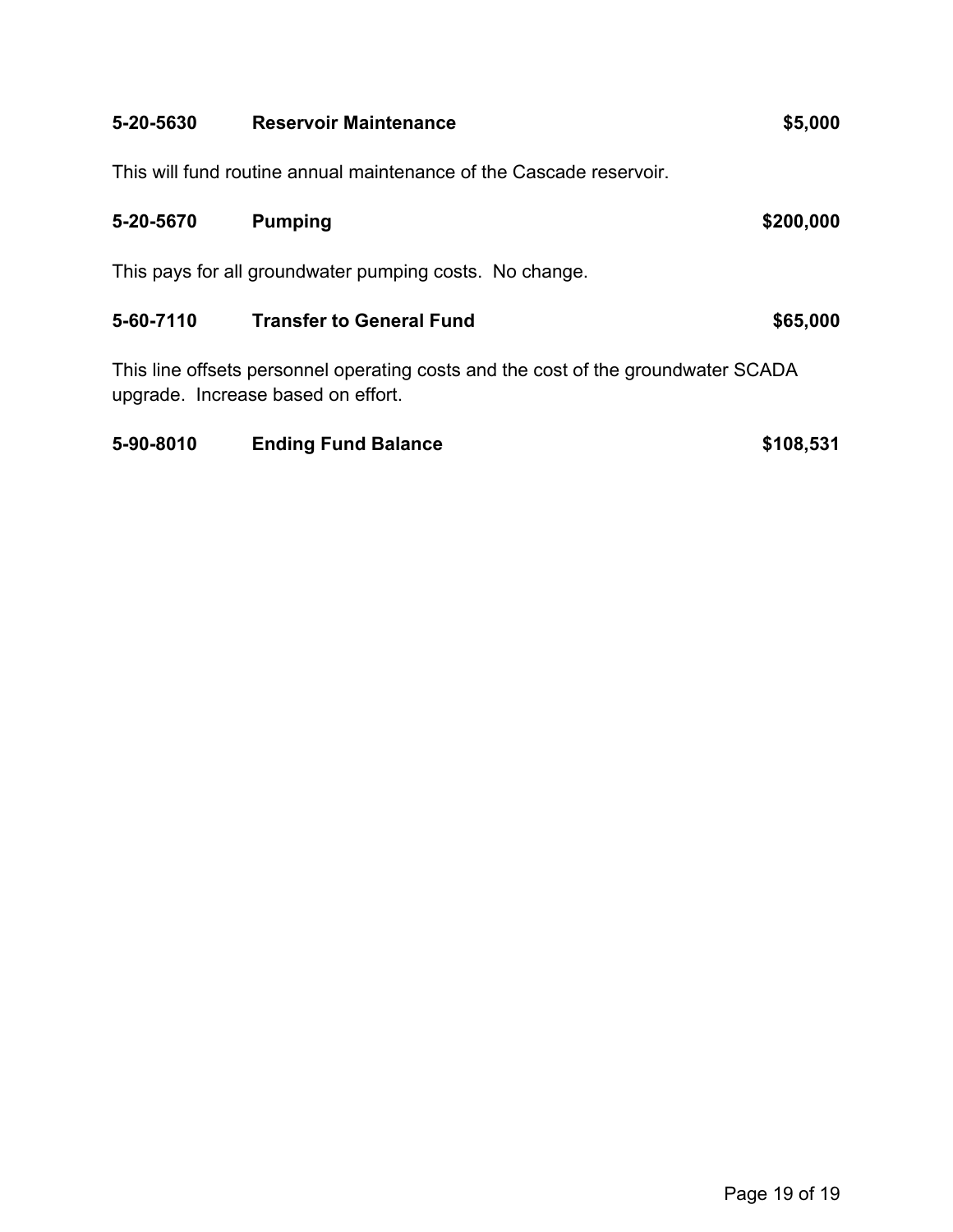**5-20-5630 Reservoir Maintenance $5,000**

This will fund routine annual maintenance of the Cascade reservoir.

**5-20-5670 Pumping $200,000**

This pays for all groundwater pumping costs. No change.

**5-60-7110 Transfer to General Fund $65,000**

This line offsets personnel operating costs and the cost of the groundwater SCADA upgrade. Increase based on effort.

**5-90-8010 Ending Fund Balance $108,531**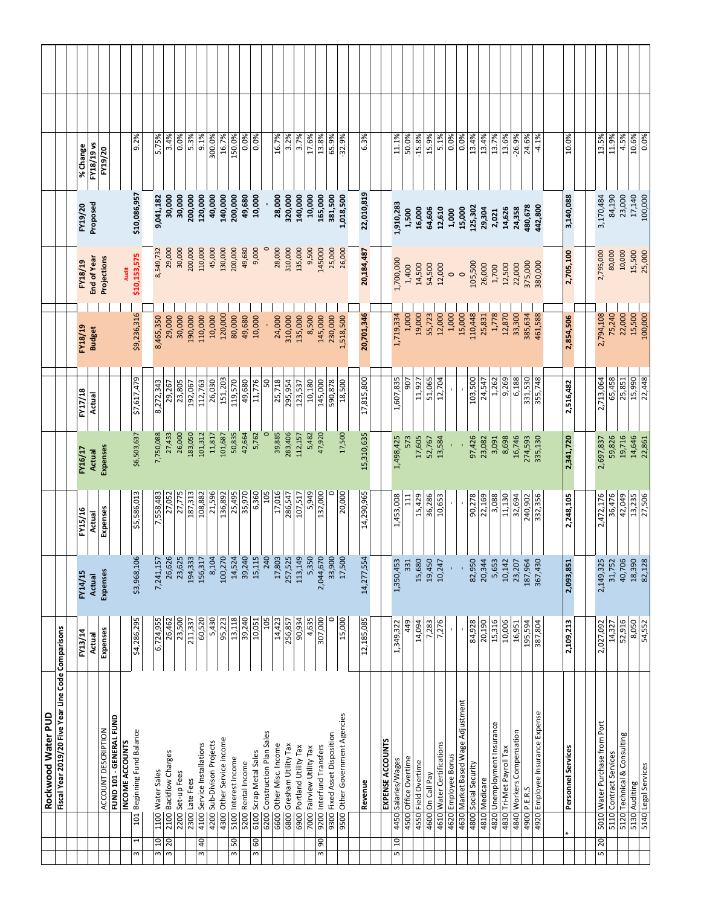# Rockwood Water PUD

## Fiscal Year 2019/20 Five Year Line Code Comparisons

| | | ACCOUNT DESCRIPTION | FY13/14 Actual Expenses | FY14/15 Actual Expenses | FY15/16 Actual Expenses | FY16/17 Actual Expenses | FY17/18 Actual | FY18/19 Budget | FY18/19 End of Year Projections | FY19/20 Proposed | % Change FY18/19 vs FY19/20 |
|---|---|---|---|---|---|---|---|---|---|---|---|
| | | **FUND 101 - GENERAL FUND** | | | | | | | | | |
| | | **INCOME ACCOUNTS** | | | | | | | | | |
| 3 | 1 | 101 Beginning Fund Balance | $4,286,295 | $3,968,106 | $5,586,013 | $6,503,637 | $7,617,479 | $9,236,316 | Audit $10,153,575 | $10,086,957 | 9.2% |
| 3 | 10 | 1100 Water Sales | 6,724,955 | 7,241,157 | 7,558,483 | 7,750,088 | 8,272,343 | 8,465,350 | 8,549,732 | 9,041,182 | 5.75% |
| 3 | 20 | 2100 Backflow Charges | 26,462 | 26,626 | 27,052 | 27,433 | 29,267 | 29,000 | 29,000 | 30,000 | 3.4% |
| | | 2200 Set-up Fees | 23,500 | 23,625 | 27,775 | 26,000 | 23,805 | 30,000 | 30,000 | 30,000 | 0.0% |
| | | 2300 Late Fees | 211,337 | 194,333 | 187,313 | 183,050 | 192,067 | 190,000 | 200,000 | 200,000 | 5.3% |
| 3 | 40 | 4100 Service Installations | 60,520 | 156,317 | 108,882 | 101,312 | 112,763 | 110,000 | 110,000 | 120,000 | 9.1% |
| | | 4200 Sub-Divison Projects | 5,430 | 8,104 | 21,596 | 11,817 | 26,030 | 10,000 | 45,000 | 40,000 | 300.0% |
| | | 4300 Other Service Income | 95,223 | 100,270 | 136,892 | 101,687 | 151,203 | 120,000 | 130,000 | 140,000 | 16.7% |
| 3 | 50 | 5100 Interest Income | 13,118 | 14,524 | 25,495 | 50,835 | 119,570 | 80,000 | 200,000 | 200,000 | 150.0% |
| | | 5200 Rental Income | 39,240 | 39,240 | 35,970 | 42,664 | 49,680 | 49,680 | 49,680 | 49,680 | 0.0% |
| 3 | 60 | 6100 Scrap Metal Sales | 10,051 | 15,115 | 6,360 | 5,762 | 11,776 | 10,000 | 9,000 | 10,000 | 0.0% |
| | | 6200 Construction Plan Sales | 105 | 240 | 105 | 0 | 50 | - | 0 | - | |
| | | 6600 Other Misc. Income | 14,423 | 17,803 | 17,016 | 39,885 | 25,718 | 24,000 | 28,000 | 28,000 | 16.7% |
| | | 6800 Gresham Utility Tax | 256,857 | 257,525 | 286,547 | 283,406 | 295,954 | 310,000 | 310,000 | 320,000 | 3.2% |
| | | 6900 Portland Utility Tax | 90,934 | 113,149 | 107,517 | 112,157 | 123,537 | 135,000 | 135,000 | 140,000 | 3.7% |
| | | 7000 Fairview Utility Tax | 4,635 | 5,350 | 5,949 | 5,482 | 10,180 | 8,500 | 9,500 | 10,000 | 17.6% |
| 3 | 90 | 9200 Interfund Transfers | 307,000 | 2,044,670 | 132,000 | 47,920 | 145,000 | 145,000 | 145000 | 165,000 | 13.8% |
| | | 9300 Fixed Asset Disposition | 0 | 33,900 | 0 | | 590,878 | 230,000 | 25,000 | 381,500 | 65.9% |
| | | 9500 Other Government Agencies | 15,000 | 17,500 | 20,000 | 17,500 | 18,500 | 1,518,500 | 26,000 | 1,018,500 | -32.9% |
| | | **Revenue** | 12,185,085 | 14,277,554 | 14,290,965 | 15,310,635 | 17,815,800 | **20,701,346** | **20,184,487** | **22,010,819** | 6.3% |
| | | **EXPENSE ACCOUNTS** | | | | | | | | | |
| 5 | 10 | 4450 Salaries/Wages | 1,349,322 | 1,350,453 | 1,453,008 | 1,498,425 | 1,607,835 | 1,719,334 | 1,700,000 | 1,910,283 | 11.1% |
| | | 4500 Office Overtime | 449 | 331 | 111 | 573 | 907 | 1,000 | 1,400 | 1,500 | 50.0% |
| | | 4550 Field Overtime | 14,094 | 15,680 | 15,429 | 17,605 | 11,927 | 19,000 | 14,500 | 16,000 | -15.8% |
| | | 4600 On Call Pay | 7,283 | 19,450 | 36,286 | 52,767 | 51,065 | 55,723 | 54,500 | 64,606 | 15.9% |
| | | 4610 Water Certifications | 7,276 | 10,247 | 10,653 | 13,584 | 12,704 | 12,000 | 12,000 | 12,610 | 5.1% |
| | | 4620 Employee Bonus | - | - | - | - | - | 1,000 | 0 | 1,000 | 0.0% |
| | | 4630 Market Based Wage Adjustment | - | - | - | - | - | 15,000 | 0 | 15,000 | 0.0% |
| | | 4800 Social Security | 84,928 | 82,950 | 90,278 | 97,426 | 103,500 | 110,448 | 105,500 | 125,302 | 13.4% |
| | | 4810 Medicare | 20,190 | 20,344 | 22,169 | 23,082 | 24,547 | 25,831 | 26,000 | 29,304 | 13.4% |
| | | 4820 Unemployment Insurance | 15,316 | 5,653 | 3,088 | 3,091 | 1,262 | 1,778 | 1,700 | 2,021 | 13.7% |
| | | 4830 Tri-Met Payroll Tax | 10,006 | 10,142 | 11,130 | 8,698 | 9,269 | 12,870 | 12,500 | 14,626 | 13.6% |
| | | 4840 Workers Compensation | 16,951 | 23,207 | 32,694 | 16,746 | 6,188 | 33,300 | 22,000 | 24,358 | -26.9% |
| | | 4900 P.E.R.S | 195,594 | 187,964 | 240,902 | 274,593 | 331,530 | 385,634 | 375,000 | 480,678 | 24.6% |
| | | 4920 Employee Insurance Expense | 387,804 | 367,430 | 332,356 | 335,130 | 355,748 | 461,588 | 380,000 | 442,800 | -4.1% |
| * | | **Personnel Services** | **2,109,213** | **2,093,851** | **2,248,105** | **2,341,720** | **2,516,482** | **2,854,506** | **2,705,100** | **3,140,088** | 10.0% |
| 5 | 20 | 5010 Water Purchase from Port | 2,027,092 | 2,149,325 | 2,472,176 | 2,697,837 | 2,713,064 | 2,794,108 | 2,795,000 | 3,170,484 | 13.5% |
| | | 5110 Contract Services | 14,327 | 31,752 | 36,476 | 59,826 | 65,458 | 75,240 | 80,000 | 84,190 | 11.9% |
| | | 5120 Technical & Consulting | 52,916 | 40,706 | 42,049 | 19,716 | 25,851 | 22,000 | 10,000 | 23,000 | 4.5% |
| | | 5130 Auditing | 8,050 | 18,390 | 13,235 | 14,646 | 15,990 | 15,500 | 15,500 | 17,140 | 10.6% |
| | | 5140 Legal Services | 54,552 | 82,128 | 27,506 | 22,861 | 22,448 | 100,000 | 25,000 | 100,000 | 0.0% |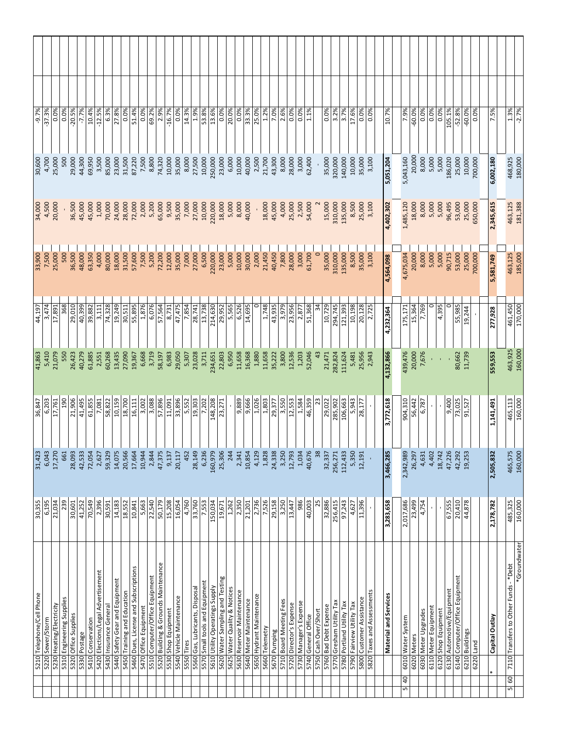| | | Account | Description | | | | | | | | | |
|---|---|---|---|---|---|---|---|---|---|---|---|---|
| | | 5210 | Telephone/Cell Phone | 30,355 | 31,423 | 36,847 | 41,863 | 44,197 | 33,900 | 34,000 | 30,600 | -9.7% |
| | | 5220 | Sewer/Storm | 6,195 | 6,043 | 6,203 | 5,410 | 3,474 | 7,500 | 4,500 | 4,700 | -37.3% |
| | | 5230 | Heating/Electricity | 21,034 | 17,270 | 17,761 | 21,079 | 17,891 | 25,000 | 20,000 | 25,000 | 0.0% |
| | | 5310 | Engineering Supplies | 239 | 661 | 190 | 550 | 368 | 500 | - | 500 | 0.0% |
| | | 5320 | Office Supplies | 30,601 | 28,093 | 21,906 | 26,423 | 29,010 | 36,500 | 36,500 | 29,000 | -20.5% |
| | | 5330 | Postage | 41,252 | 42,533 | 41,495 | 40,279 | 40,399 | 48,000 | 45,000 | 44,300 | -7.7% |
| | | 5410 | Conservation | 70,549 | 72,054 | 61,855 | 61,885 | 39,882 | 63,350 | 45,000 | 69,950 | 10.4% |
| | | 5420 | Elections/Legal Advertisement | 2,396 | 2,627 | 7,081 | 2,551 | 3,111 | 4,000 | 1,000 | 3,500 | -12.5% |
| | | 5430 | Insurance General | 30,591 | 59,329 | 58,822 | 60,268 | 74,328 | 80,000 | 70,000 | 85,000 | 6.3% |
| | | 5440 | Safety Gear and Equipment | 14,183 | 14,075 | 10,159 | 13,435 | 19,249 | 18,000 | 24,000 | 23,000 | 27.8% |
| | | 5450 | Training and Education | 18,552 | 20,566 | 18,700 | 27,090 | 30,511 | 31,500 | 28,000 | 31,500 | 0.0% |
| | | 5460 | Dues, License and Subscriptions | 10,841 | 17,664 | 16,111 | 19,367 | 55,895 | 57,600 | 72,000 | 87,220 | 51.4% |
| | | 5470 | Office Equipment | 5,663 | 10,944 | 3,002 | 6,668 | 1,876 | 7,500 | 2,000 | 7,500 | 0.0% |
| | | 5510 | Computer/Office Equipment | 22,540 | 2,844 | 3,088 | 3,719 | 6,076 | 5,200 | 5,200 | 8,800 | 69.2% |
| | | 5520 | Building & Grounds Maintenance | 50,179 | 47,375 | 57,896 | 58,197 | 57,564 | 72,200 | 65,000 | 74,320 | 2.9% |
| | | 5530 | Shop Equipment | 15,208 | 9,137 | 11,091 | 6,983 | 8,731 | 12,000 | 9,500 | 10,000 | -16.7% |
| | | 5540 | Vehicle Maintenance | 16,054 | 20,117 | 33,896 | 29,050 | 47,475 | 35,000 | 35,000 | 35,000 | 0.0% |
| | | 5550 | Tires | 4,760 | 452 | 5,552 | 5,307 | 7,854 | 7,000 | 7,000 | 8,000 | 14.3% |
| | | 5560 | Gas, Lubricants, Disposal | 33,760 | 28,149 | 19,303 | 23,028 | 28,741 | 27,000 | 27,000 | 27,500 | 1.9% |
| | | 5570 | Small tools and Equipment | 7,553 | 6,236 | 7,202 | 3,711 | 13,738 | 6,500 | 10,000 | 10,000 | 53.8% |
| | | 5610 | Utility Operatings Supply | 150,034 | 160,979 | 148,208 | 234,651 | 214,630 | 220,000 | 220,000 | 250,000 | 13.6% |
| | | 5620 | Water Sampling and Testing | 19,671 | 25,306 | 23,271 | 22,803 | 29,952 | 23,000 | 18,000 | 23,000 | 0.0% |
| | | 5625 | Water Quality & Notices | 1,262 | 244 | - | 6,950 | 5,565 | 5,000 | 5,000 | 6,000 | 20.0% |
| | | 5630 | Reservoir Maintenance | 2,350 | 2,341 | 9,889 | 11,658 | 6,526 | 10,000 | 8,000 | 10,000 | 0.0% |
| | | 5640 | Meter Maintenance | 21,201 | 10,854 | 9,666 | 16,368 | 14,695 | 30,000 | 40,000 | 40,000 | 33.3% |
| | | 5650 | Hydrant Maintenance | 2,736 | 4,129 | 1,026 | 1,880 | 0 | 2,000 | - | 2,500 | 25.0% |
| | | 5660 | Telemetry | 7,526 | 1,828 | 1,803 | 11,658 | 1,748 | 21,450 | 18,000 | 21,700 | 1.2% |
| | | 5670 | Pumping | 29,158 | 24,338 | 29,377 | 35,222 | 43,935 | 40,450 | 45,000 | 43,300 | 7.0% |
| | | 5710 | Board Meeting Fees | 3,250 | 3,250 | 3,550 | 3,800 | 3,979 | 7,800 | 4,000 | 8,000 | 2.6% |
| | | 5720 | Director's Expense | 13,447 | 12,793 | 12,553 | 12,536 | 23,956 | 28,000 | 25,000 | 28,000 | 0.0% |
| | | 5730 | Manager's Expense | 986 | 1,034 | 1,584 | 1,203 | 2,877 | 3,000 | 2,500 | 3,000 | 0.0% |
| | | 5740 | General Office | 40,003 | 40,676 | 46,359 | 52,046 | 51,368 | 61,700 | 54,000 | 62,400 | 1.1% |
| | | 5750 | Cash Over/Short | 25 | 38 | 23 | 43 | 34 | 0 | 2 | - | |
| | | 5760 | Bad Debt Expense | 32,886 | 32,337 | 29,022 | 21,471 | 10,729 | 35,000 | 15,000 | 35,000 | 0.0% |
| | | 5770 | Gresham Utility Tax | 256,415 | 256,271 | 285,902 | 282,824 | 294,745 | 310,000 | 310,000 | 320,000 | 3.2% |
| | | 5780 | Portland Utility Tax | 97,243 | 112,433 | 106,663 | 111,624 | 121,393 | 135,000 | 135,000 | 140,000 | 3.7% |
| | | 5790 | Fairview Utility Tax | 4,627 | 5,350 | 5,943 | 5,481 | 10,198 | 8,500 | 8,500 | 10,000 | 17.6% |
| | | 5800 | Customer Assistance | 11,396 | 12,191 | 28,177 | 25,956 | 20,128 | 35,000 | 25,000 | 35,000 | 0.0% |
| | | 5820 | Taxes and Assessments | - | - | - | 2,943 | 2,725 | 3,100 | 3,100 | 3,100 | 0.0% |
| | | | **Material and Services** | **3,283,658** | **3,466,285** | **3,772,618** | **4,132,866** | **4,232,364** | **4,564,098** | **4,402,302** | **5,051,204** | 10.7% |
| 5 | 40 | 6010 | Water System | 2,017,686 | 2,342,989 | 904,310 | 439,476 | 175,171 | 4,675,034 | 1,485,120 | 5,043,160 | 7.9% |
| | | 6020 | Meters | 23,499 | 26,297 | 56,442 | 20,000 | 15,364 | 20,000 | 18,000 | 20,000 | -60.0% |
| | | 6030 | Meter Upgrades | 4,754 | 4,631 | 6,787 | 7,676 | 7,769 | 8,000 | 8,000 | 8,000 | 0.0% |
| | | 6110 | Meter Equipment | - | 4,402 | - | - | 0 | 5,000 | 5,000 | 5,000 | 0.0% |
| | | 6120 | Shop Equipment | - | 18,742 | - | - | 4,395 | 5,000 | 5,000 | 5,000 | 0.0% |
| | | 6130 | Automotive/Equipment | 67,555 | 47,226 | 9,400 | - | 0 | 90,715 | 96,495 | 186,020 | 105.1% |
| | | 6140 | Computer/Office Equipment | 20,410 | 42,292 | 73,025 | 80,662 | 55,985 | 53,000 | 53,000 | 25,000 | -52.8% |
| | | 6210 | Buildings | 44,878 | 19,253 | 91,527 | 11,739 | 19,244 | 25,000 | 25,000 | 10,000 | -60.0% |
| | | 6220 | Land | | | | | - | 700,000 | 650,000 | 700,000 | 0.0% |
| * | | | **Capital Outlay** | **2,178,782** | **2,505,832** | **1,141,491** | **559,553** | **277,928** | **5,581,749** | **2,345,615** | **6,002,180** | 7.5% |
| 5 | 60 | 7110 | Transfers to Other Funds - *Debt | 485,325 | 465,575 | 465,113 | 463,925 | 461,450 | 463,125 | 463,125 | 468,925 | 1.3% |
| | | | *Groundwater | 160,000 | 160,000 | 160,000 | 160,000 | 170,000 | 185,000 | 181,388 | 180,000 | -2.7% |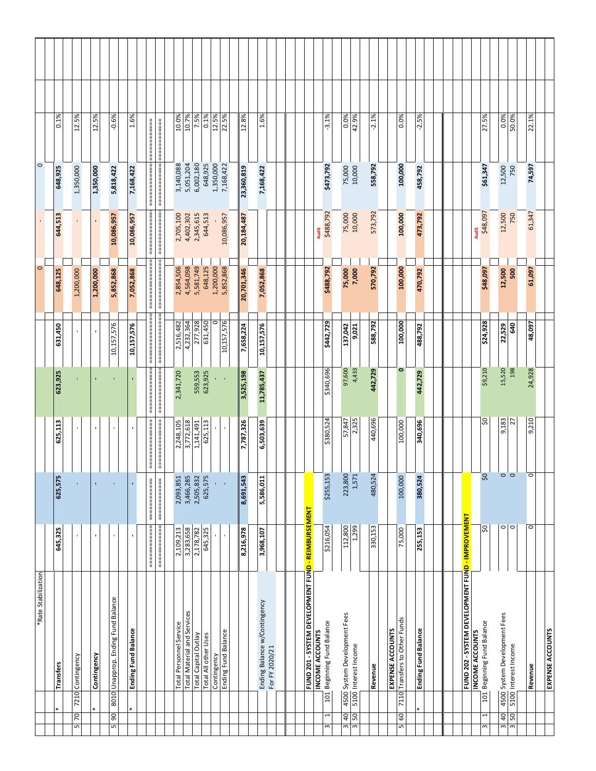| | | | | | | | | | | | | |
|---|---|---|---|---|---|---|---|---|---|---|---|---|
| | | | *Rate Stabilization | | | | | | 0 | - | 0 | |
| | | * | **Transfers** | **645,325** | **625,575** | **625,113** | **623,925** | **631,450** | **648,125** | **644,513** | **648,925** | 0.1% |
| | | | | | | | | | | | | |
| 5 | 70 | 7210 | Contingency | - | - | - | - | - | 1,200,000 | - | 1,350,000 | 12.5% |
| | | | | | | | | | | | | |
| | | * | **Contingency** | - | - | - | - | - | **1,200,000** | - | **1,350,000** | 12.5% |
| | | | | | | | | | | | | |
| 5 | 90 | 8010 | Unapprop. Ending Fund Balance | - | - | - | - | 10,157,576 | **5,852,868** | **10,086,957** | **5,818,422** | -0.6% |
| | | | | | | | | | | | | |
| | | * | **Ending Fund Balance** | - | - | - | - | **10,157,576** | **7,052,868** | **10,086,957** | **7,168,422** | 1.6% |
| | | | | ============ | ============ | ============ | ============ | ============ | ============ | ============ | ============ | ============ |
| | | | | ============ | ============ | ============ | ============ | ============ | ============ | ============ | ============ | ============ |
| | | | Total Personnel Service | 2,109,213 | 2,093,851 | 2,248,105 | 2,341,720 | 2,516,482 | 2,854,506 | 2,705,100 | 3,140,088 | 10.0% |
| | | | Total Material and Services | 3,283,658 | 3,466,285 | 3,772,618 | | 4,232,364 | 4,564,098 | 4,402,302 | 5,051,204 | 10.7% |
| | | | Total Capital Outlay | 2,178,782 | 2,505,832 | 1,141,491 | 559,553 | 277,928 | 5,581,749 | 2,345,615 | 6,002,180 | 7.5% |
| | | | Total All other Uses | 645,325 | 625,575 | 625,113 | 623,925 | 631,450 | 648,125 | 644,513 | 648,925 | 0.1% |
| | | | Contingency | - | - | - | - | 0 | 1,200,000 | - | 1,350,000 | 12.5% |
| | | | Ending Fund Balance | - | - | - | - | 10,157,576 | 5,852,868 | 10,086,957 | 7,168,422 | 22.5% |
| | | | | | | | | | | | | |
| | | | | **8,216,978** | **8,691,543** | **7,787,326** | **3,525,198** | **7,658,224** | **20,701,346** | **20,184,487** | **23,360,819** | 12.8% |
| | | | | | | | | | | | | |
| | | | Ending Balance w/Contingency For FY 2020/21 | **3,968,107** | **5,586,011** | **6,503,639** | **11,785,437** | **10,157,576** | **7,052,868** | | **7,168,422** | 1.6% |
| | | | | | | | | | | | | |
| | | | **FUND 201 - SYSTEM DEVELOPMENT FUND - REIMBURSEMENT** | | | | | | | | | |
| | | | **INCOME ACCOUNTS** | | | | | | | | | |
| 3 | 1 | 101 | Beginning Fund Balance | $216,054 | $255,153 | $380,524 | $340,696 | **$442,729** | **$488,792** | Audit $488,792 | **$473,792** | -3.1% |
| | | | | | | | | | | | | |
| 3 | 40 | 4500 | System Development Fees | 112,800 | 223,800 | 57,847 | 97,600 | **137,042** | **75,000** | 75,000 | 75,000 | 0.0% |
| 3 | 50 | 5100 | Interest Income | 1,299 | 1,571 | 2,325 | 4,433 | **9,021** | **7,000** | 10,000 | 10,000 | 42.9% |
| | | | | | | | | | | | | |
| | | | **Revenue** | 330,153 | 480,524 | 440,696 | **442,729** | **588,792** | **570,792** | 573,792 | **558,792** | -2.1% |
| | | | | | | | | | | | | |
| | | | **EXPENSE ACCOUNTS** | | | | | | | | | |
| 5 | 60 | 7110 | Transfers to Other Funds | 75,000 | 100,000 | 100,000 | **0** | **100,000** | **100,000** | **100,000** | **100,000** | 0.0% |
| | | | | | | | | | | | | |
| | | * | **Ending Fund Balance** | **255,153** | **380,524** | **340,696** | **442,729** | **488,792** | **470,792** | **473,792** | **458,792** | -2.5% |
| | | | | | | | | | | | | |
| | | | **FUND 202 - SYSTEM DEVELOPMENT FUND - IMPROVEMENT** | | | | | | | | | |
| | | | **INCOME ACCOUNTS** | | | | | | | | | |
| 3 | 1 | 101 | Beginning Fund Balance | $0 | $0 | $0 | $9,210 | **$24,928** | **$48,097** | Audit $48,097 | **$61,347** | 27.5% |
| | | | | | | | | | | | | |
| 3 | 40 | 4500 | System Development Fees | 0 | 0 | 9,183 | 15,520 | **22,529** | **12,500** | 12,500 | 12,500 | 0.0% |
| 3 | 50 | 5100 | Interest Income | 0 | 0 | 27 | 198 | **640** | **500** | 750 | 750 | 50.0% |
| | | | | | | | | | | | | |
| | | | **Revenue** | 0 | 0 | 9,210 | 24,928 | **48,097** | **61,097** | 61,347 | **74,597** | 22.1% |
| | | | | | | | | | | | | |
| | | | **EXPENSE ACCOUNTS** | | | | | | | | | |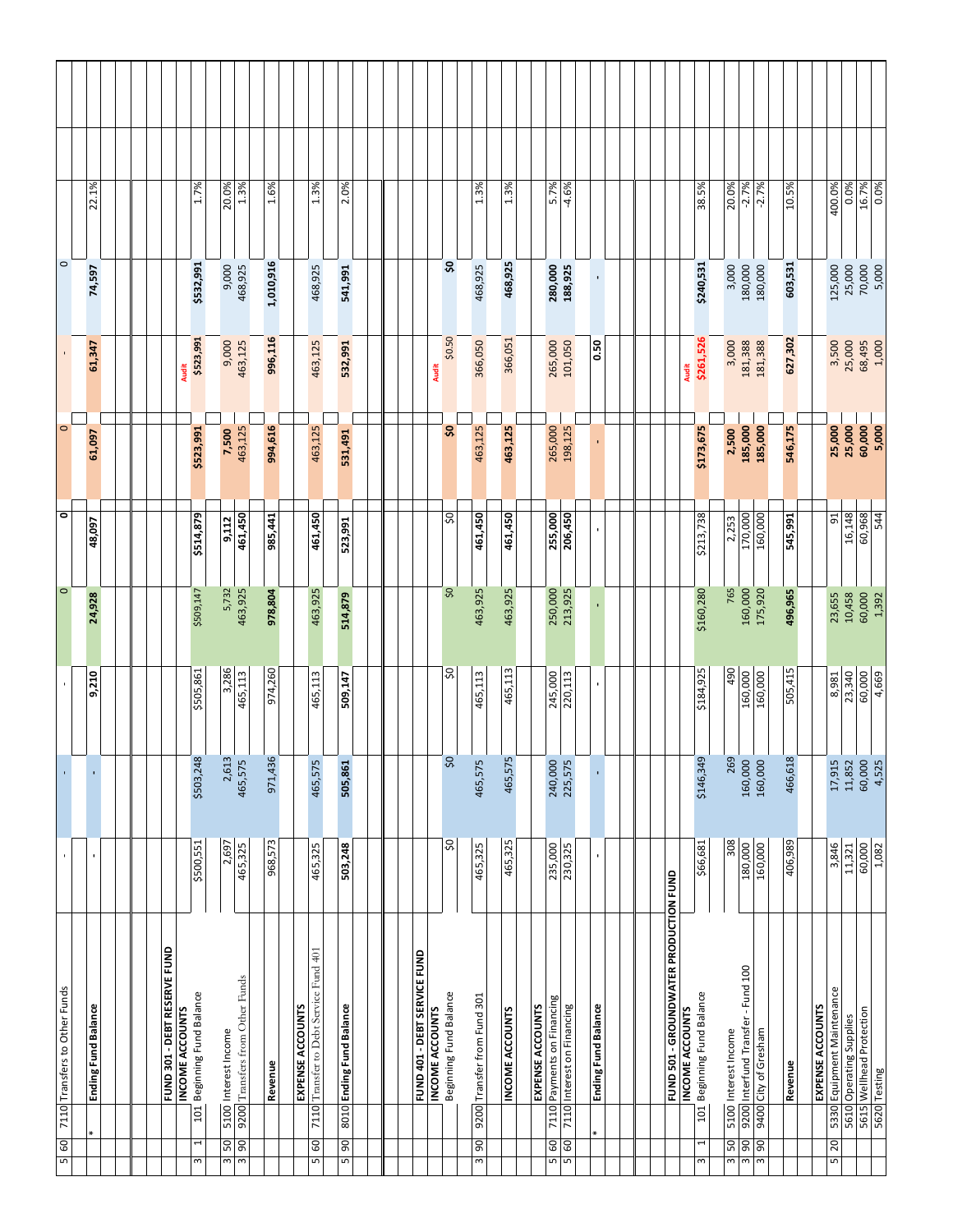| | | | | | | | | | | | | |
|---|---|---|---|---|---|---|---|---|---|---|---|---|
| 5 | 60 | 7110 | Transfers to Other Funds | - | - | - | 0 | 0 | 0 | - | 0 | |
| | * | | **Ending Fund Balance** | - | - | 9,210 | 24,928 | 48,097 | 61,097 | 61,347 | 74,597 | 22.1% |
| | | | | | | | | | | | | |
| | | | **FUND 301 - DEBT RESERVE FUND** | | | | | | | | | |
| | | | **INCOME ACCOUNTS** | | | | | | | | | |
| 3 | 1 | 101 | Beginning Fund Balance | $500,551 | $503,248 | $505,861 | $509,147 | $514,879 | $523,991 | Audit $523,991 | $532,991 | 1.7% |
| 3 | 50 | 5100 | Interest Income | 2,697 | 2,613 | 3,286 | 5,732 | 9,112 | 7,500 | 9,000 | 9,000 | 20.0% |
| 3 | 90 | 9200 | Transfers from Other Funds | 465,325 | 465,575 | 465,113 | 463,925 | 461,450 | 463,125 | 463,125 | 468,925 | 1.3% |
| | | | **Revenue** | 968,573 | 971,436 | 974,260 | 978,804 | 985,441 | 994,616 | 996,116 | 1,010,916 | 1.6% |
| | | | **EXPENSE ACCOUNTS** | | | | | | | | | |
| 5 | 60 | 7110 | Transfer to Debt Service Fund 401 | 465,325 | 465,575 | 465,113 | 463,925 | 461,450 | 463,125 | 463,125 | 468,925 | 1.3% |
| 5 | 90 | 8010 | **Ending Fund Balance** | 503,248 | 505,861 | 509,147 | 514,879 | 523,991 | 531,491 | 532,991 | 541,991 | 2.0% |
| | | | | | | | | | | | | |
| | | | **FUND 401 - DEBT SERVICE FUND** | | | | | | | | | |
| | | | **INCOME ACCOUNTS** | | | | | | | | | |
| | | | Beginning Fund Balance | $0 | $0 | $0 | $0 | $0 | $0 | Audit $0.50 | $0 | |
| 3 | 90 | 9200 | Transfer from Fund 301 | 465,325 | 465,575 | 465,113 | 463,925 | 461,450 | 463,125 | 366,050 | 468,925 | 1.3% |
| | | | **INCOME ACCOUNTS** | 465,325 | 465,575 | 465,113 | 463,925 | 461,450 | 463,125 | 366,051 | 468,925 | 1.3% |
| | | | **EXPENSE ACCOUNTS** | | | | | | | | | |
| 5 | 60 | 7110 | Payments on Financing | 235,000 | 240,000 | 245,000 | 250,000 | 255,000 | 265,000 | 265,000 | 280,000 | 5.7% |
| 5 | 60 | 7110 | Interest on Financing | 230,325 | 225,575 | 220,113 | 213,925 | 206,450 | 198,125 | 101,050 | 188,925 | -4.6% |
| | * | | **Ending Fund Balance** | - | - | - | - | - | - | 0.50 | - | |
| | | | | | | | | | | | | |
| | | | **FUND 501 - GROUNDWATER PRODUCTION FUND** | | | | | | | | | |
| | | | **INCOME ACCOUNTS** | | | | | | | | | |
| 3 | 1 | 101 | Beginning Fund Balance | $66,681 | $146,349 | $184,925 | $160,280 | $213,738 | $173,675 | Audit $261,526 | $240,531 | 38.5% |
| 3 | 50 | 5100 | Interest Income | 308 | 269 | 490 | 765 | 2,253 | 2,500 | 3,000 | 3,000 | 20.0% |
| 3 | 90 | 9200 | Interfund Transfer - Fund 100 | 180,000 | 160,000 | 160,000 | 160,000 | 170,000 | 185,000 | 181,388 | 180,000 | -2.7% |
| 3 | 90 | 9400 | City of Gresham | 160,000 | 160,000 | 160,000 | 175,920 | 160,000 | 185,000 | 181,388 | 180,000 | -2.7% |
| | | | **Revenue** | 406,989 | 466,618 | 505,415 | 496,965 | 545,991 | 546,175 | 627,302 | 603,531 | 10.5% |
| | | | **EXPENSE ACCOUNTS** | | | | | | | | | |
| 5 | 20 | 5330 | Equipment Maintenance | 3,846 | 17,915 | 8,981 | 23,655 | 91 | 25,000 | 3,500 | 125,000 | 400.0% |
| | | 5610 | Operating Supplies | 11,321 | 11,852 | 23,340 | 10,458 | 16,148 | 25,000 | 25,000 | 25,000 | 0.0% |
| | | 5615 | Wellhead Protection | 60,000 | 60,000 | 60,000 | 60,000 | 60,968 | 60,000 | 68,495 | 70,000 | 16.7% |
| | | 5620 | Testing | 1,082 | 4,525 | 4,669 | 1,392 | 544 | 5,000 | 1,000 | 5,000 | 0.0% |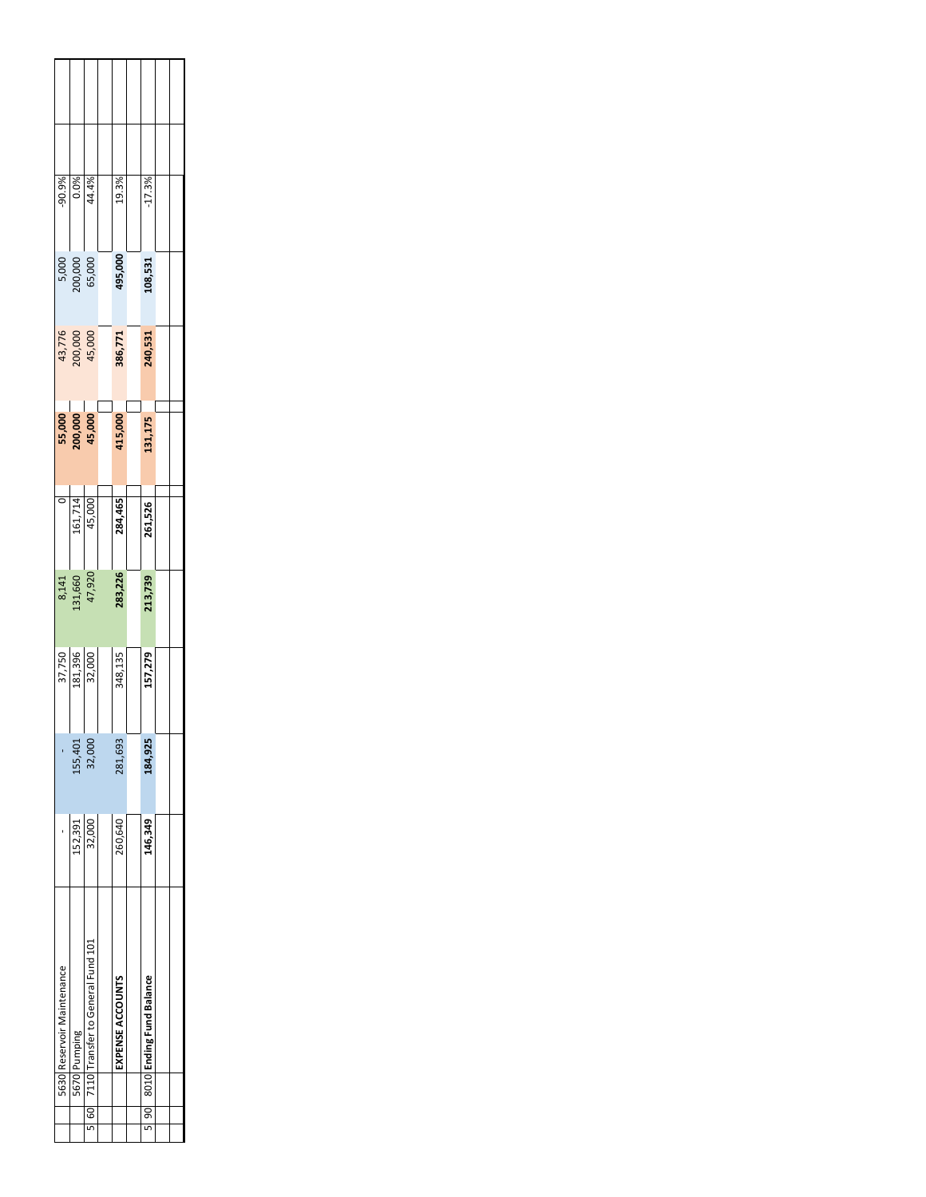| | | | | | | | | | | | | | |
|---|---|---|---|---|---|---|---|---|---|---|---|---|---|
| | | 5630 | Reservoir Maintenance | - | - | 37,750 | 8,141 | 0 | 55,000 | 43,776 | 5,000 | -90.9% | |
| | | 5670 | Pumping | 152,391 | 155,401 | 181,396 | 131,660 | 161,714 | 200,000 | 200,000 | 200,000 | 0.0% | |
| 5 | 60 | 7110 | Transfer to General Fund 101 | 32,000 | 32,000 | 32,000 | 47,920 | 45,000 | 45,000 | 45,000 | 65,000 | 44.4% | |
| | | | | | | | | | | | | | |
| | | | **EXPENSE ACCOUNTS** | 260,640 | 281,693 | 348,135 | **283,226** | **284,465** | **415,000** | **386,771** | **495,000** | 19.3% | |
| | | | | | | | | | | | | | |
| 5 | 90 | 8010 | **Ending Fund Balance** | **146,349** | **184,925** | **157,279** | **213,739** | **261,526** | **131,175** | **240,531** | **108,531** | -17.3% | |